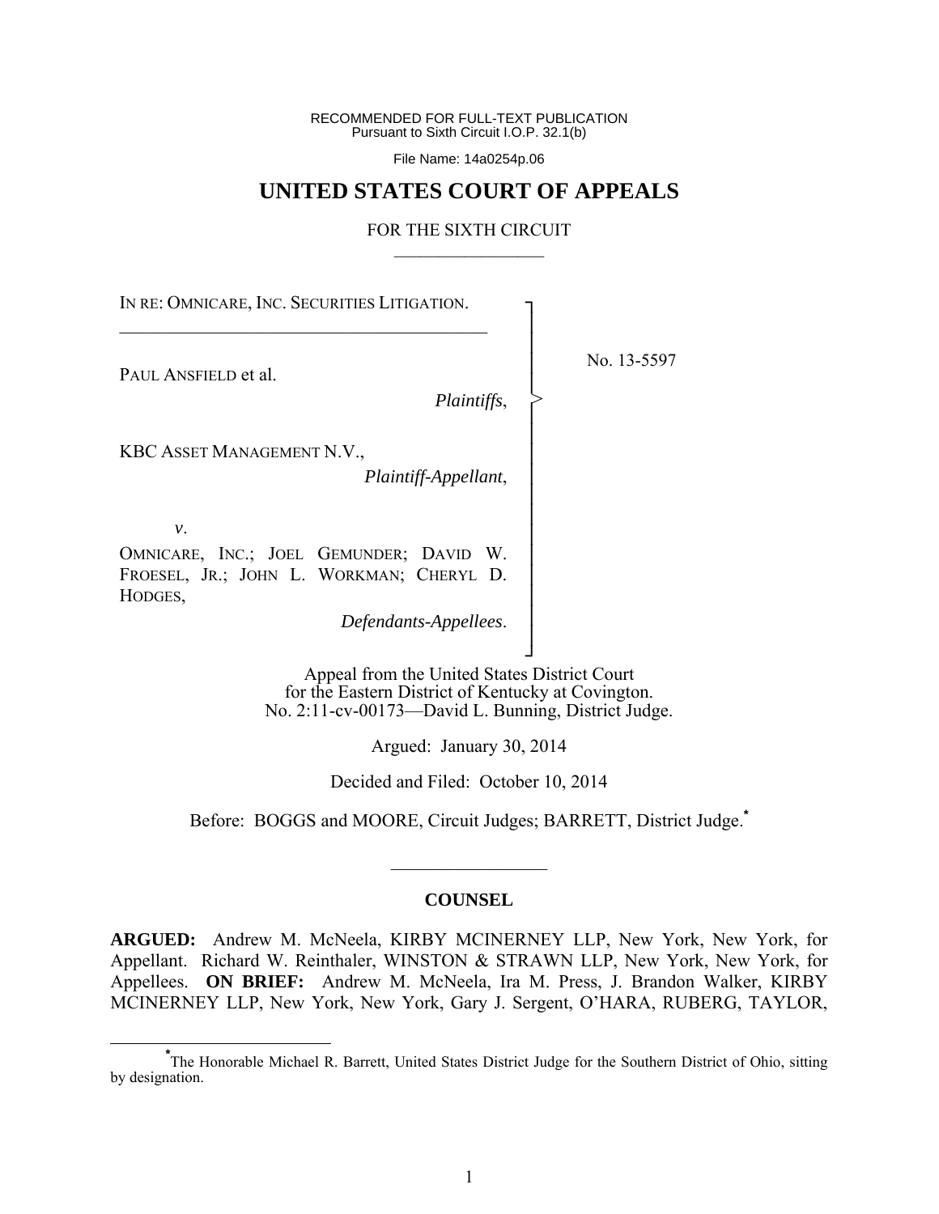RECOMMENDED FOR FULL-TEXT PUBLICATION
Pursuant to Sixth Circuit I.O.P. 32.1(b)

File Name: 14a0254p.06

# UNITED STATES COURT OF APPEALS

FOR THE SIXTH CIRCUIT

---

IN RE: OMNICARE, INC. SECURITIES LITIGATION.

---

PAUL ANSFIELD et al.

*Plaintiffs*,

KBC ASSET MANAGEMENT N.V.,

*Plaintiff-Appellant*,

*v*.

OMNICARE, INC.; JOEL GEMUNDER; DAVID W. FROESEL, JR.; JOHN L. WORKMAN; CHERYL D. HODGES,

*Defendants-Appellees*.

No. 13-5597

Appeal from the United States District Court
for the Eastern District of Kentucky at Covington.
No. 2:11-cv-00173—David L. Bunning, District Judge.

Argued: January 30, 2014

Decided and Filed: October 10, 2014

Before: BOGGS and MOORE, Circuit Judges; BARRETT, District Judge.*

---

**COUNSEL**

**ARGUED:** Andrew M. McNeela, KIRBY MCINERNEY LLP, New York, New York, for Appellant. Richard W. Reinthaler, WINSTON & STRAWN LLP, New York, New York, for Appellees. **ON BRIEF:** Andrew M. McNeela, Ira M. Press, J. Brandon Walker, KIRBY MCINERNEY LLP, New York, New York, Gary J. Sergent, O'HARA, RUBERG, TAYLOR,

---

*The Honorable Michael R. Barrett, United States District Judge for the Southern District of Ohio, sitting by designation.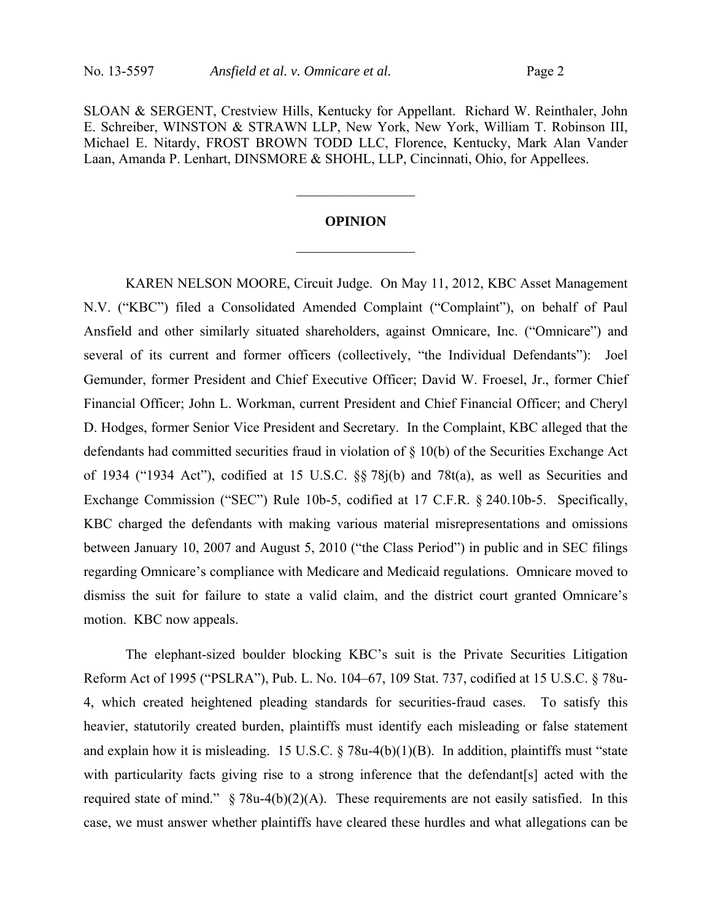SLOAN & SERGENT, Crestview Hills, Kentucky for Appellant. Richard W. Reinthaler, John E. Schreiber, WINSTON & STRAWN LLP, New York, New York, William T. Robinson III, Michael E. Nitardy, FROST BROWN TODD LLC, Florence, Kentucky, Mark Alan Vander Laan, Amanda P. Lenhart, DINSMORE & SHOHL, LLP, Cincinnati, Ohio, for Appellees.

---

**OPINION**

---

KAREN NELSON MOORE, Circuit Judge. On May 11, 2012, KBC Asset Management N.V. ("KBC") filed a Consolidated Amended Complaint ("Complaint"), on behalf of Paul Ansfield and other similarly situated shareholders, against Omnicare, Inc. ("Omnicare") and several of its current and former officers (collectively, "the Individual Defendants"): Joel Gemunder, former President and Chief Executive Officer; David W. Froesel, Jr., former Chief Financial Officer; John L. Workman, current President and Chief Financial Officer; and Cheryl D. Hodges, former Senior Vice President and Secretary. In the Complaint, KBC alleged that the defendants had committed securities fraud in violation of § 10(b) of the Securities Exchange Act of 1934 ("1934 Act"), codified at 15 U.S.C. §§ 78j(b) and 78t(a), as well as Securities and Exchange Commission ("SEC") Rule 10b-5, codified at 17 C.F.R. § 240.10b-5. Specifically, KBC charged the defendants with making various material misrepresentations and omissions between January 10, 2007 and August 5, 2010 ("the Class Period") in public and in SEC filings regarding Omnicare's compliance with Medicare and Medicaid regulations. Omnicare moved to dismiss the suit for failure to state a valid claim, and the district court granted Omnicare's motion. KBC now appeals.

The elephant-sized boulder blocking KBC's suit is the Private Securities Litigation Reform Act of 1995 ("PSLRA"), Pub. L. No. 104–67, 109 Stat. 737, codified at 15 U.S.C. § 78u-4, which created heightened pleading standards for securities-fraud cases. To satisfy this heavier, statutorily created burden, plaintiffs must identify each misleading or false statement and explain how it is misleading. 15 U.S.C. § 78u-4(b)(1)(B). In addition, plaintiffs must "state with particularity facts giving rise to a strong inference that the defendant[s] acted with the required state of mind." § 78u-4(b)(2)(A). These requirements are not easily satisfied. In this case, we must answer whether plaintiffs have cleared these hurdles and what allegations can be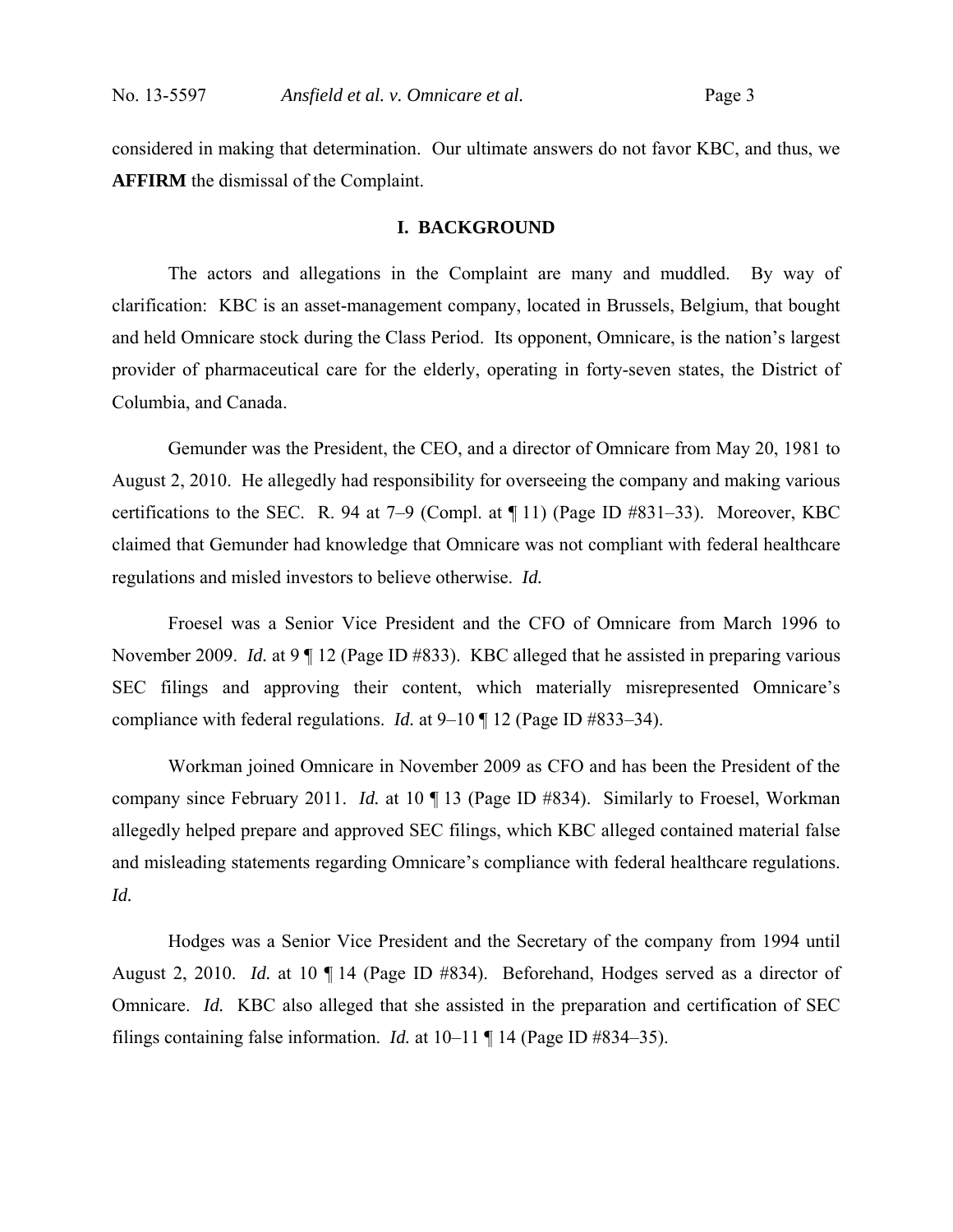considered in making that determination. Our ultimate answers do not favor KBC, and thus, we **AFFIRM** the dismissal of the Complaint.

## I. BACKGROUND

The actors and allegations in the Complaint are many and muddled. By way of clarification: KBC is an asset-management company, located in Brussels, Belgium, that bought and held Omnicare stock during the Class Period. Its opponent, Omnicare, is the nation's largest provider of pharmaceutical care for the elderly, operating in forty-seven states, the District of Columbia, and Canada.

Gemunder was the President, the CEO, and a director of Omnicare from May 20, 1981 to August 2, 2010. He allegedly had responsibility for overseeing the company and making various certifications to the SEC. R. 94 at 7–9 (Compl. at ¶ 11) (Page ID #831–33). Moreover, KBC claimed that Gemunder had knowledge that Omnicare was not compliant with federal healthcare regulations and misled investors to believe otherwise. *Id.*

Froesel was a Senior Vice President and the CFO of Omnicare from March 1996 to November 2009. *Id.* at 9 ¶ 12 (Page ID #833). KBC alleged that he assisted in preparing various SEC filings and approving their content, which materially misrepresented Omnicare's compliance with federal regulations. *Id.* at 9–10 ¶ 12 (Page ID #833–34).

Workman joined Omnicare in November 2009 as CFO and has been the President of the company since February 2011. *Id.* at 10 ¶ 13 (Page ID #834). Similarly to Froesel, Workman allegedly helped prepare and approved SEC filings, which KBC alleged contained material false and misleading statements regarding Omnicare's compliance with federal healthcare regulations. *Id.*

Hodges was a Senior Vice President and the Secretary of the company from 1994 until August 2, 2010. *Id.* at 10 ¶ 14 (Page ID #834). Beforehand, Hodges served as a director of Omnicare. *Id.* KBC also alleged that she assisted in the preparation and certification of SEC filings containing false information. *Id.* at 10–11 ¶ 14 (Page ID #834–35).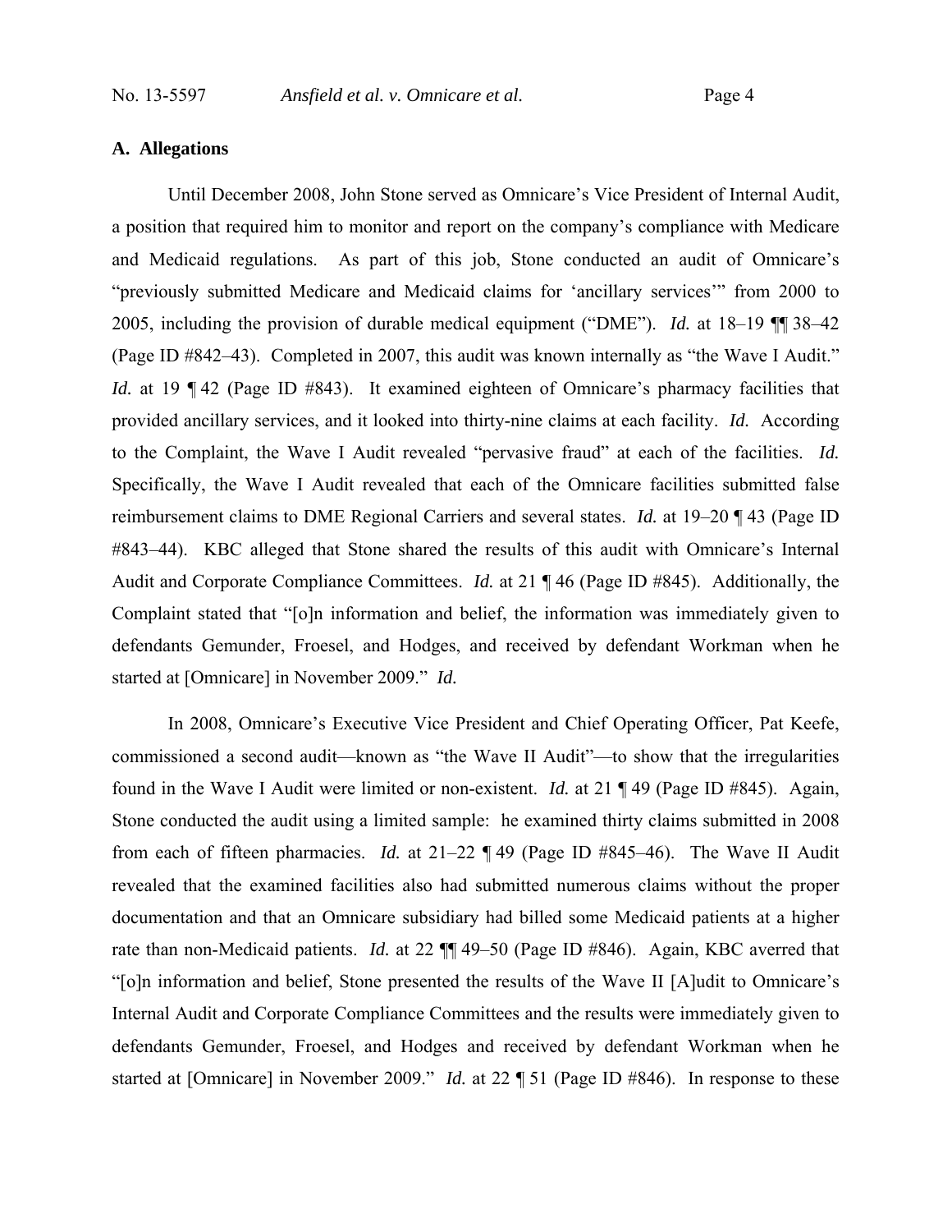### A. Allegations

Until December 2008, John Stone served as Omnicare's Vice President of Internal Audit, a position that required him to monitor and report on the company's compliance with Medicare and Medicaid regulations. As part of this job, Stone conducted an audit of Omnicare's "previously submitted Medicare and Medicaid claims for 'ancillary services'" from 2000 to 2005, including the provision of durable medical equipment ("DME"). *Id.* at 18–19 ¶¶ 38–42 (Page ID #842–43). Completed in 2007, this audit was known internally as "the Wave I Audit." *Id.* at 19 ¶ 42 (Page ID #843). It examined eighteen of Omnicare's pharmacy facilities that provided ancillary services, and it looked into thirty-nine claims at each facility. *Id.* According to the Complaint, the Wave I Audit revealed "pervasive fraud" at each of the facilities. *Id.* Specifically, the Wave I Audit revealed that each of the Omnicare facilities submitted false reimbursement claims to DME Regional Carriers and several states. *Id.* at 19–20 ¶ 43 (Page ID #843–44). KBC alleged that Stone shared the results of this audit with Omnicare's Internal Audit and Corporate Compliance Committees. *Id.* at 21 ¶ 46 (Page ID #845). Additionally, the Complaint stated that "[o]n information and belief, the information was immediately given to defendants Gemunder, Froesel, and Hodges, and received by defendant Workman when he started at [Omnicare] in November 2009." *Id.*

In 2008, Omnicare's Executive Vice President and Chief Operating Officer, Pat Keefe, commissioned a second audit—known as "the Wave II Audit"—to show that the irregularities found in the Wave I Audit were limited or non-existent. *Id.* at 21 ¶ 49 (Page ID #845). Again, Stone conducted the audit using a limited sample: he examined thirty claims submitted in 2008 from each of fifteen pharmacies. *Id.* at 21–22 ¶ 49 (Page ID #845–46). The Wave II Audit revealed that the examined facilities also had submitted numerous claims without the proper documentation and that an Omnicare subsidiary had billed some Medicaid patients at a higher rate than non-Medicaid patients. *Id.* at 22 ¶¶ 49–50 (Page ID #846). Again, KBC averred that "[o]n information and belief, Stone presented the results of the Wave II [A]udit to Omnicare's Internal Audit and Corporate Compliance Committees and the results were immediately given to defendants Gemunder, Froesel, and Hodges and received by defendant Workman when he started at [Omnicare] in November 2009." *Id.* at 22 ¶ 51 (Page ID #846). In response to these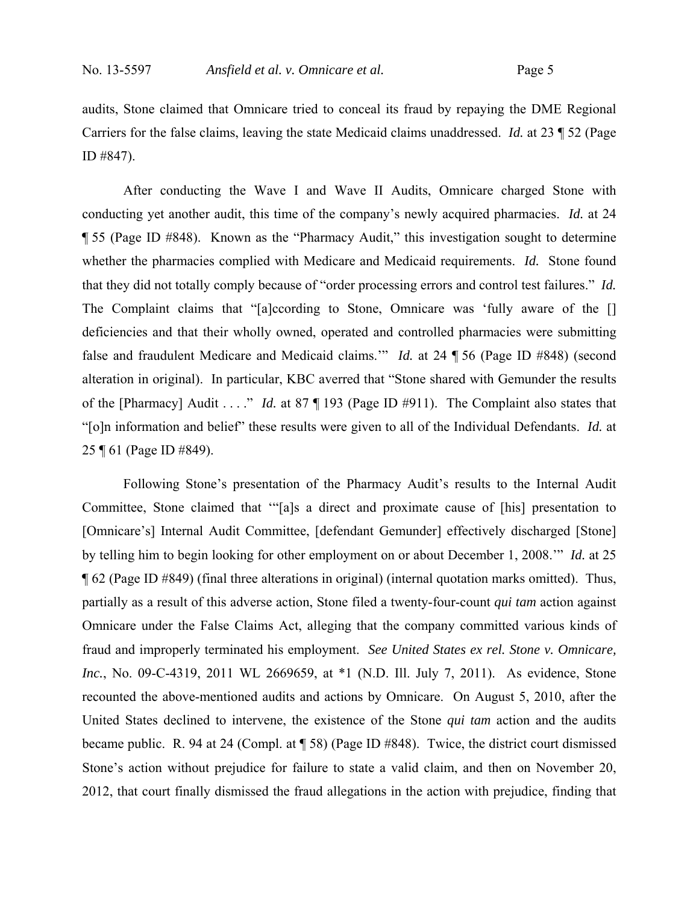audits, Stone claimed that Omnicare tried to conceal its fraud by repaying the DME Regional Carriers for the false claims, leaving the state Medicaid claims unaddressed. *Id.* at 23 ¶ 52 (Page ID #847).

After conducting the Wave I and Wave II Audits, Omnicare charged Stone with conducting yet another audit, this time of the company's newly acquired pharmacies. *Id.* at 24 ¶ 55 (Page ID #848). Known as the "Pharmacy Audit," this investigation sought to determine whether the pharmacies complied with Medicare and Medicaid requirements. *Id.* Stone found that they did not totally comply because of "order processing errors and control test failures." *Id.* The Complaint claims that "[a]ccording to Stone, Omnicare was 'fully aware of the [] deficiencies and that their wholly owned, operated and controlled pharmacies were submitting false and fraudulent Medicare and Medicaid claims.'" *Id.* at 24 ¶ 56 (Page ID #848) (second alteration in original). In particular, KBC averred that "Stone shared with Gemunder the results of the [Pharmacy] Audit . . . ." *Id.* at 87 ¶ 193 (Page ID #911). The Complaint also states that "[o]n information and belief" these results were given to all of the Individual Defendants. *Id.* at 25 ¶ 61 (Page ID #849).

Following Stone's presentation of the Pharmacy Audit's results to the Internal Audit Committee, Stone claimed that '"[a]s a direct and proximate cause of [his] presentation to [Omnicare's] Internal Audit Committee, [defendant Gemunder] effectively discharged [Stone] by telling him to begin looking for other employment on or about December 1, 2008.'" *Id.* at 25 ¶ 62 (Page ID #849) (final three alterations in original) (internal quotation marks omitted). Thus, partially as a result of this adverse action, Stone filed a twenty-four-count *qui tam* action against Omnicare under the False Claims Act, alleging that the company committed various kinds of fraud and improperly terminated his employment. *See United States ex rel. Stone v. Omnicare, Inc.*, No. 09-C-4319, 2011 WL 2669659, at *1 (N.D. Ill. July 7, 2011). As evidence, Stone recounted the above-mentioned audits and actions by Omnicare. On August 5, 2010, after the United States declined to intervene, the existence of the Stone *qui tam* action and the audits became public. R. 94 at 24 (Compl. at ¶ 58) (Page ID #848). Twice, the district court dismissed Stone's action without prejudice for failure to state a valid claim, and then on November 20, 2012, that court finally dismissed the fraud allegations in the action with prejudice, finding that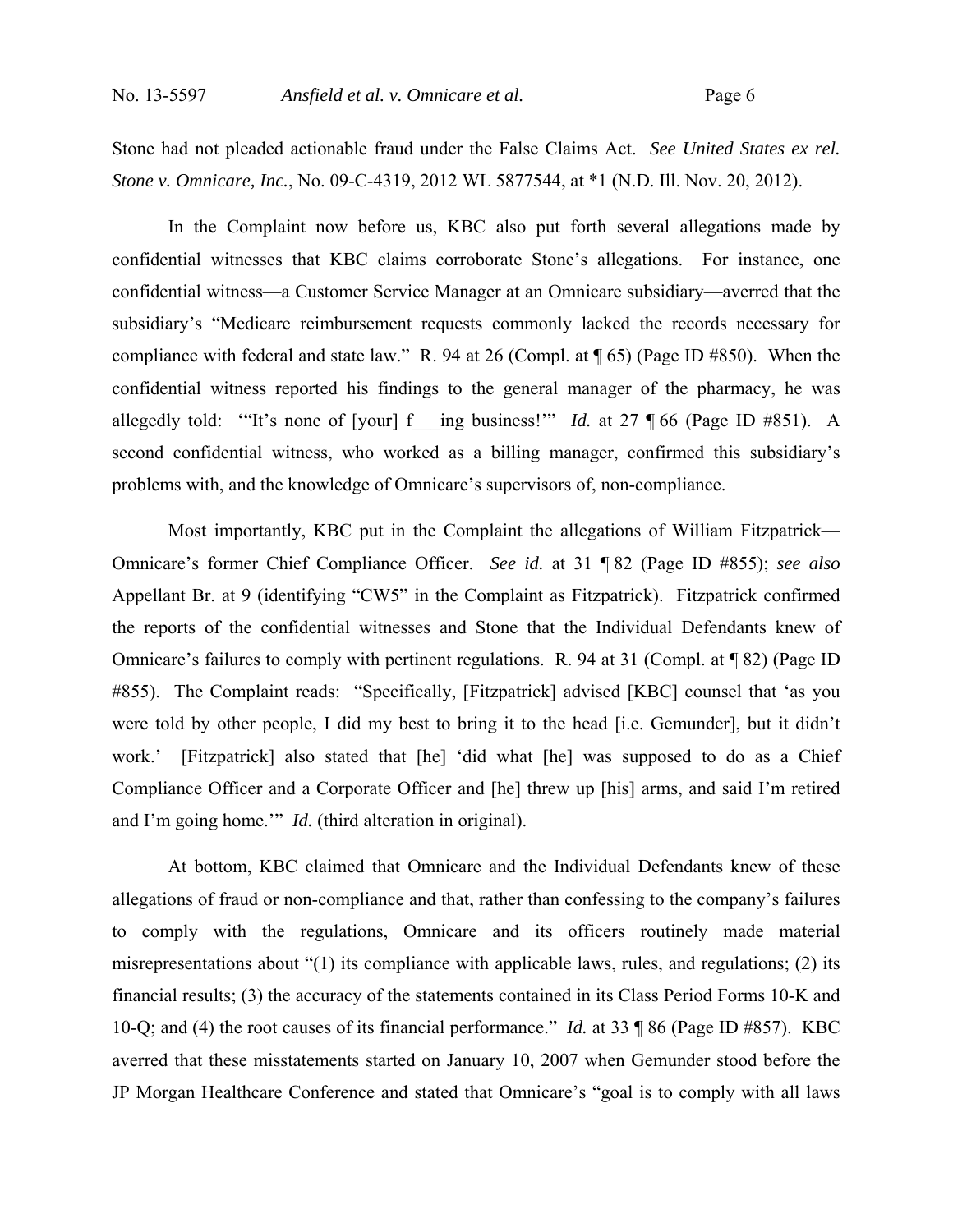Stone had not pleaded actionable fraud under the False Claims Act. *See United States ex rel. Stone v. Omnicare, Inc.*, No. 09-C-4319, 2012 WL 5877544, at *1 (N.D. Ill. Nov. 20, 2012).

In the Complaint now before us, KBC also put forth several allegations made by confidential witnesses that KBC claims corroborate Stone's allegations. For instance, one confidential witness—a Customer Service Manager at an Omnicare subsidiary—averred that the subsidiary's "Medicare reimbursement requests commonly lacked the records necessary for compliance with federal and state law." R. 94 at 26 (Compl. at ¶ 65) (Page ID #850). When the confidential witness reported his findings to the general manager of the pharmacy, he was allegedly told: '"It's none of [your] f___ing business!'" *Id.* at 27 ¶ 66 (Page ID #851). A second confidential witness, who worked as a billing manager, confirmed this subsidiary's problems with, and the knowledge of Omnicare's supervisors of, non-compliance.

Most importantly, KBC put in the Complaint the allegations of William Fitzpatrick—Omnicare's former Chief Compliance Officer. *See id.* at 31 ¶ 82 (Page ID #855); *see also* Appellant Br. at 9 (identifying "CW5" in the Complaint as Fitzpatrick). Fitzpatrick confirmed the reports of the confidential witnesses and Stone that the Individual Defendants knew of Omnicare's failures to comply with pertinent regulations. R. 94 at 31 (Compl. at ¶ 82) (Page ID #855). The Complaint reads: "Specifically, [Fitzpatrick] advised [KBC] counsel that 'as you were told by other people, I did my best to bring it to the head [i.e. Gemunder], but it didn't work.' [Fitzpatrick] also stated that [he] 'did what [he] was supposed to do as a Chief Compliance Officer and a Corporate Officer and [he] threw up [his] arms, and said I'm retired and I'm going home.'" *Id.* (third alteration in original).

At bottom, KBC claimed that Omnicare and the Individual Defendants knew of these allegations of fraud or non-compliance and that, rather than confessing to the company's failures to comply with the regulations, Omnicare and its officers routinely made material misrepresentations about "(1) its compliance with applicable laws, rules, and regulations; (2) its financial results; (3) the accuracy of the statements contained in its Class Period Forms 10-K and 10-Q; and (4) the root causes of its financial performance." *Id.* at 33 ¶ 86 (Page ID #857). KBC averred that these misstatements started on January 10, 2007 when Gemunder stood before the JP Morgan Healthcare Conference and stated that Omnicare's "goal is to comply with all laws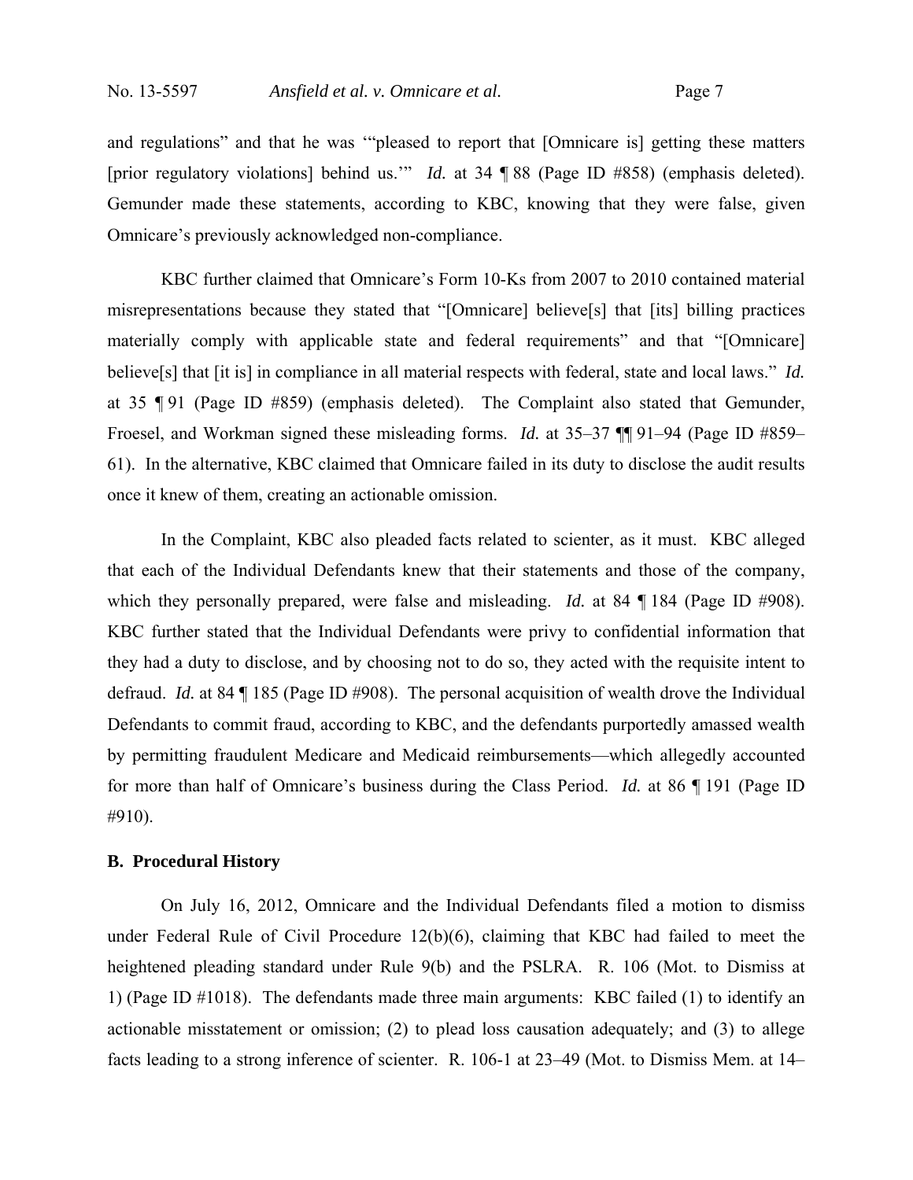and regulations" and that he was '"pleased to report that [Omnicare is] getting these matters [prior regulatory violations] behind us.'" *Id.* at 34 ¶ 88 (Page ID #858) (emphasis deleted). Gemunder made these statements, according to KBC, knowing that they were false, given Omnicare's previously acknowledged non-compliance.

KBC further claimed that Omnicare's Form 10-Ks from 2007 to 2010 contained material misrepresentations because they stated that "[Omnicare] believe[s] that [its] billing practices materially comply with applicable state and federal requirements" and that "[Omnicare] believe[s] that [it is] in compliance in all material respects with federal, state and local laws." *Id.* at 35 ¶ 91 (Page ID #859) (emphasis deleted). The Complaint also stated that Gemunder, Froesel, and Workman signed these misleading forms. *Id.* at 35–37 ¶¶ 91–94 (Page ID #859–61). In the alternative, KBC claimed that Omnicare failed in its duty to disclose the audit results once it knew of them, creating an actionable omission.

In the Complaint, KBC also pleaded facts related to scienter, as it must. KBC alleged that each of the Individual Defendants knew that their statements and those of the company, which they personally prepared, were false and misleading. *Id.* at 84 ¶ 184 (Page ID #908). KBC further stated that the Individual Defendants were privy to confidential information that they had a duty to disclose, and by choosing not to do so, they acted with the requisite intent to defraud. *Id.* at 84 ¶ 185 (Page ID #908). The personal acquisition of wealth drove the Individual Defendants to commit fraud, according to KBC, and the defendants purportedly amassed wealth by permitting fraudulent Medicare and Medicaid reimbursements—which allegedly accounted for more than half of Omnicare's business during the Class Period. *Id.* at 86 ¶ 191 (Page ID #910).

**B. Procedural History**

On July 16, 2012, Omnicare and the Individual Defendants filed a motion to dismiss under Federal Rule of Civil Procedure 12(b)(6), claiming that KBC had failed to meet the heightened pleading standard under Rule 9(b) and the PSLRA. R. 106 (Mot. to Dismiss at 1) (Page ID #1018). The defendants made three main arguments: KBC failed (1) to identify an actionable misstatement or omission; (2) to plead loss causation adequately; and (3) to allege facts leading to a strong inference of scienter. R. 106-1 at 23–49 (Mot. to Dismiss Mem. at 14–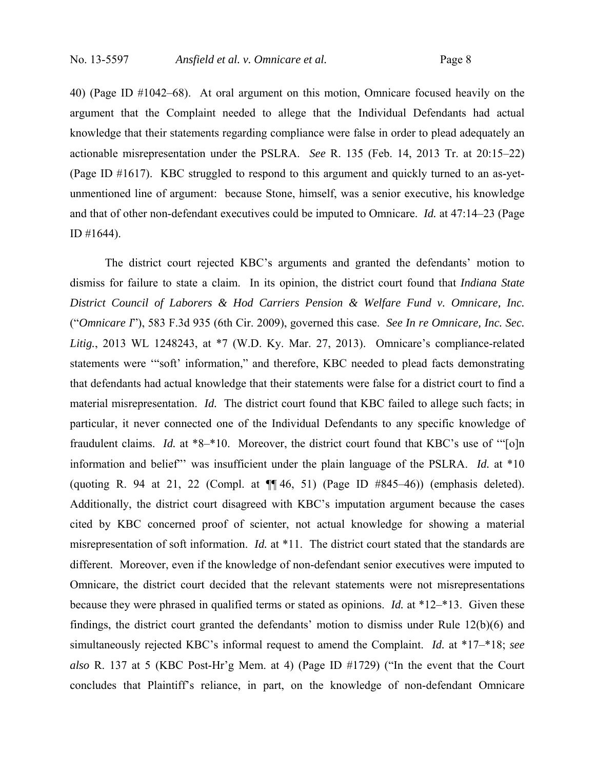40) (Page ID #1042–68). At oral argument on this motion, Omnicare focused heavily on the argument that the Complaint needed to allege that the Individual Defendants had actual knowledge that their statements regarding compliance were false in order to plead adequately an actionable misrepresentation under the PSLRA. *See* R. 135 (Feb. 14, 2013 Tr. at 20:15–22) (Page ID #1617). KBC struggled to respond to this argument and quickly turned to an as-yet-unmentioned line of argument: because Stone, himself, was a senior executive, his knowledge and that of other non-defendant executives could be imputed to Omnicare. *Id.* at 47:14–23 (Page ID #1644).

The district court rejected KBC's arguments and granted the defendants' motion to dismiss for failure to state a claim. In its opinion, the district court found that *Indiana State District Council of Laborers & Hod Carriers Pension & Welfare Fund v. Omnicare, Inc.* ("*Omnicare I*"), 583 F.3d 935 (6th Cir. 2009), governed this case. *See In re Omnicare, Inc. Sec. Litig.*, 2013 WL 1248243, at *7 (W.D. Ky. Mar. 27, 2013). Omnicare's compliance-related statements were "'soft' information," and therefore, KBC needed to plead facts demonstrating that defendants had actual knowledge that their statements were false for a district court to find a material misrepresentation. *Id.* The district court found that KBC failed to allege such facts; in particular, it never connected one of the Individual Defendants to any specific knowledge of fraudulent claims. *Id.* at *8–*10. Moreover, the district court found that KBC's use of '"[o]n information and belief"' was insufficient under the plain language of the PSLRA. *Id.* at *10 (quoting R. 94 at 21, 22 (Compl. at ¶¶ 46, 51) (Page ID #845–46)) (emphasis deleted). Additionally, the district court disagreed with KBC's imputation argument because the cases cited by KBC concerned proof of scienter, not actual knowledge for showing a material misrepresentation of soft information. *Id.* at *11. The district court stated that the standards are different. Moreover, even if the knowledge of non-defendant senior executives were imputed to Omnicare, the district court decided that the relevant statements were not misrepresentations because they were phrased in qualified terms or stated as opinions. *Id.* at *12–*13. Given these findings, the district court granted the defendants' motion to dismiss under Rule 12(b)(6) and simultaneously rejected KBC's informal request to amend the Complaint. *Id.* at *17–*18; *see also* R. 137 at 5 (KBC Post-Hr'g Mem. at 4) (Page ID #1729) ("In the event that the Court concludes that Plaintiff's reliance, in part, on the knowledge of non-defendant Omnicare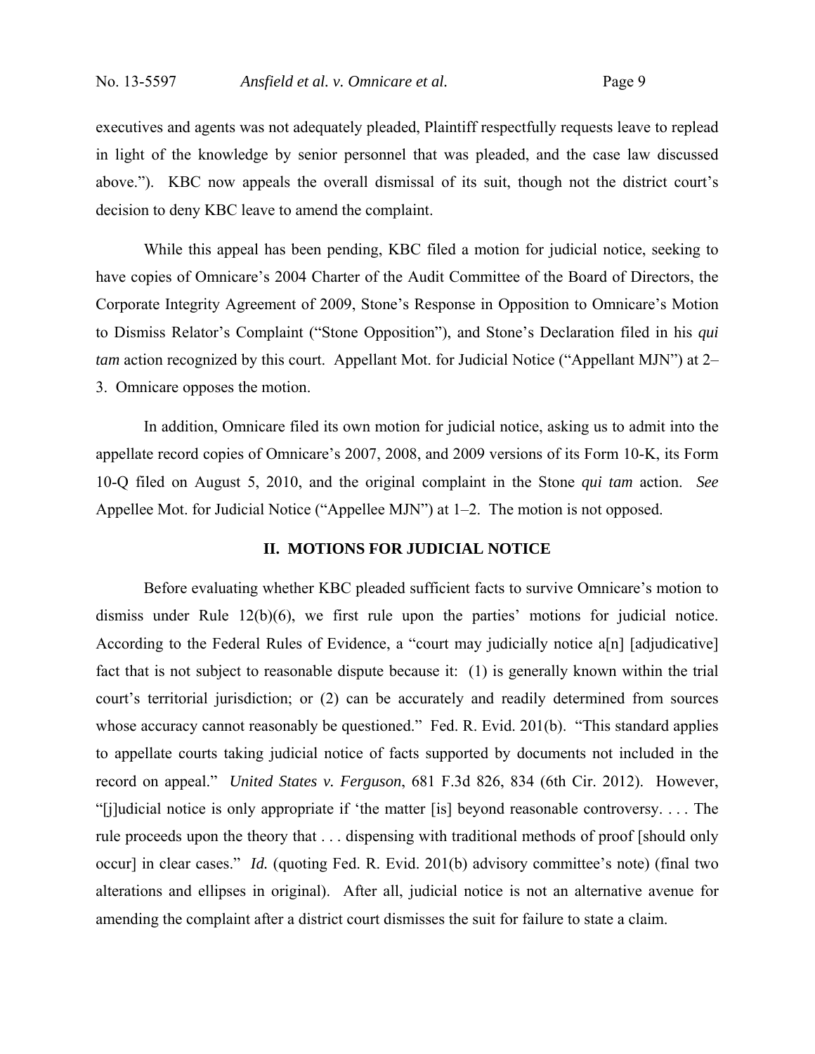executives and agents was not adequately pleaded, Plaintiff respectfully requests leave to replead in light of the knowledge by senior personnel that was pleaded, and the case law discussed above."). KBC now appeals the overall dismissal of its suit, though not the district court's decision to deny KBC leave to amend the complaint.

While this appeal has been pending, KBC filed a motion for judicial notice, seeking to have copies of Omnicare's 2004 Charter of the Audit Committee of the Board of Directors, the Corporate Integrity Agreement of 2009, Stone's Response in Opposition to Omnicare's Motion to Dismiss Relator's Complaint ("Stone Opposition"), and Stone's Declaration filed in his *qui tam* action recognized by this court. Appellant Mot. for Judicial Notice ("Appellant MJN") at 2–3. Omnicare opposes the motion.

In addition, Omnicare filed its own motion for judicial notice, asking us to admit into the appellate record copies of Omnicare's 2007, 2008, and 2009 versions of its Form 10-K, its Form 10-Q filed on August 5, 2010, and the original complaint in the Stone *qui tam* action. *See* Appellee Mot. for Judicial Notice ("Appellee MJN") at 1–2. The motion is not opposed.

## II. MOTIONS FOR JUDICIAL NOTICE

Before evaluating whether KBC pleaded sufficient facts to survive Omnicare's motion to dismiss under Rule 12(b)(6), we first rule upon the parties' motions for judicial notice. According to the Federal Rules of Evidence, a "court may judicially notice a[n] [adjudicative] fact that is not subject to reasonable dispute because it: (1) is generally known within the trial court's territorial jurisdiction; or (2) can be accurately and readily determined from sources whose accuracy cannot reasonably be questioned." Fed. R. Evid. 201(b). "This standard applies to appellate courts taking judicial notice of facts supported by documents not included in the record on appeal." *United States v. Ferguson*, 681 F.3d 826, 834 (6th Cir. 2012). However, "[j]udicial notice is only appropriate if 'the matter [is] beyond reasonable controversy. . . . The rule proceeds upon the theory that . . . dispensing with traditional methods of proof [should only occur] in clear cases." *Id.* (quoting Fed. R. Evid. 201(b) advisory committee's note) (final two alterations and ellipses in original). After all, judicial notice is not an alternative avenue for amending the complaint after a district court dismisses the suit for failure to state a claim.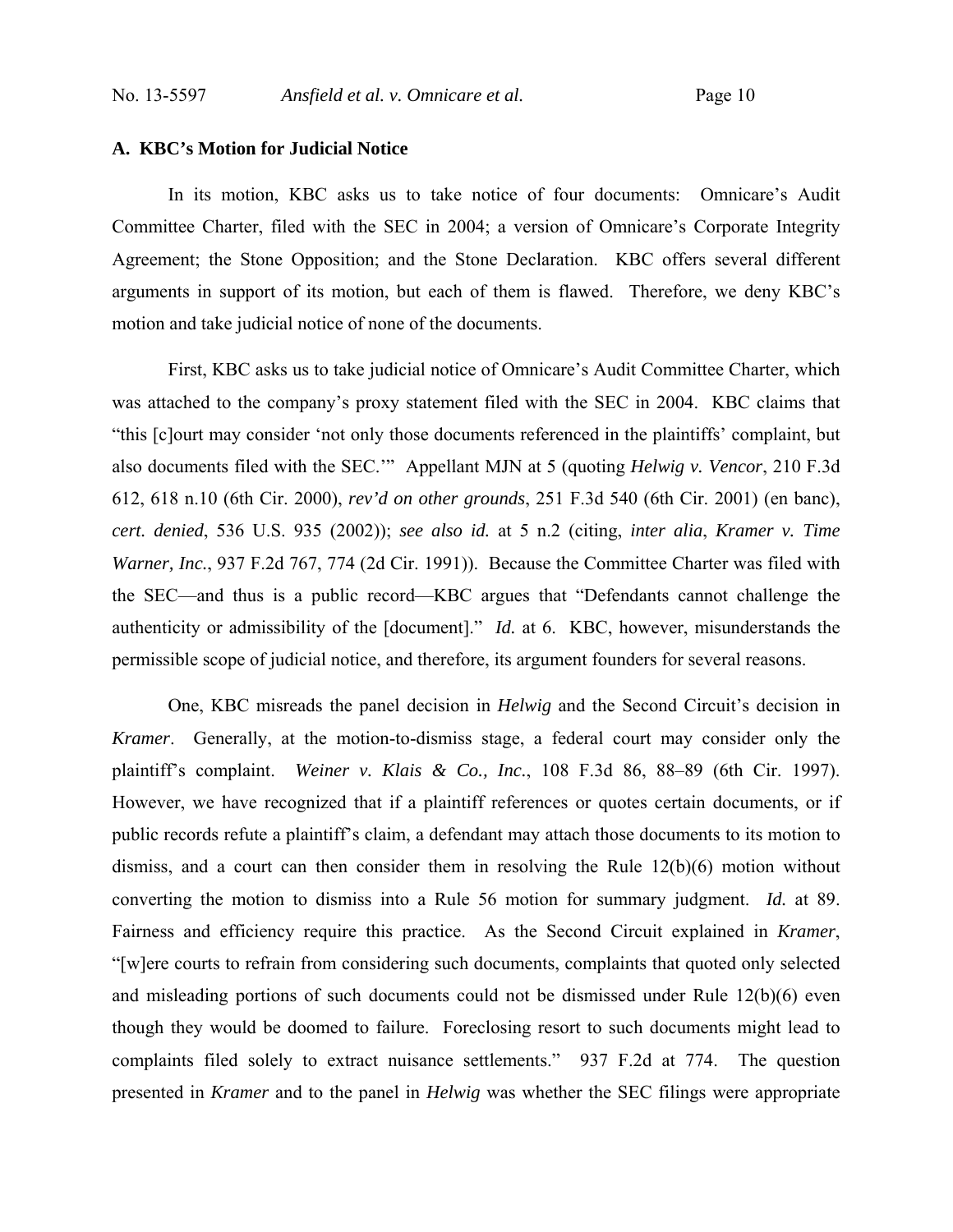### A. KBC's Motion for Judicial Notice

In its motion, KBC asks us to take notice of four documents: Omnicare's Audit Committee Charter, filed with the SEC in 2004; a version of Omnicare's Corporate Integrity Agreement; the Stone Opposition; and the Stone Declaration. KBC offers several different arguments in support of its motion, but each of them is flawed. Therefore, we deny KBC's motion and take judicial notice of none of the documents.

First, KBC asks us to take judicial notice of Omnicare's Audit Committee Charter, which was attached to the company's proxy statement filed with the SEC in 2004. KBC claims that "this [c]ourt may consider 'not only those documents referenced in the plaintiffs' complaint, but also documents filed with the SEC.'" Appellant MJN at 5 (quoting *Helwig v. Vencor*, 210 F.3d 612, 618 n.10 (6th Cir. 2000), *rev'd on other grounds*, 251 F.3d 540 (6th Cir. 2001) (en banc), *cert. denied*, 536 U.S. 935 (2002)); *see also id.* at 5 n.2 (citing, *inter alia*, *Kramer v. Time Warner, Inc.*, 937 F.2d 767, 774 (2d Cir. 1991)). Because the Committee Charter was filed with the SEC—and thus is a public record—KBC argues that "Defendants cannot challenge the authenticity or admissibility of the [document]." *Id.* at 6. KBC, however, misunderstands the permissible scope of judicial notice, and therefore, its argument founders for several reasons.

One, KBC misreads the panel decision in *Helwig* and the Second Circuit's decision in *Kramer*. Generally, at the motion-to-dismiss stage, a federal court may consider only the plaintiff's complaint. *Weiner v. Klais & Co., Inc.*, 108 F.3d 86, 88–89 (6th Cir. 1997). However, we have recognized that if a plaintiff references or quotes certain documents, or if public records refute a plaintiff's claim, a defendant may attach those documents to its motion to dismiss, and a court can then consider them in resolving the Rule 12(b)(6) motion without converting the motion to dismiss into a Rule 56 motion for summary judgment. *Id.* at 89. Fairness and efficiency require this practice. As the Second Circuit explained in *Kramer*, "[w]ere courts to refrain from considering such documents, complaints that quoted only selected and misleading portions of such documents could not be dismissed under Rule 12(b)(6) even though they would be doomed to failure. Foreclosing resort to such documents might lead to complaints filed solely to extract nuisance settlements." 937 F.2d at 774. The question presented in *Kramer* and to the panel in *Helwig* was whether the SEC filings were appropriate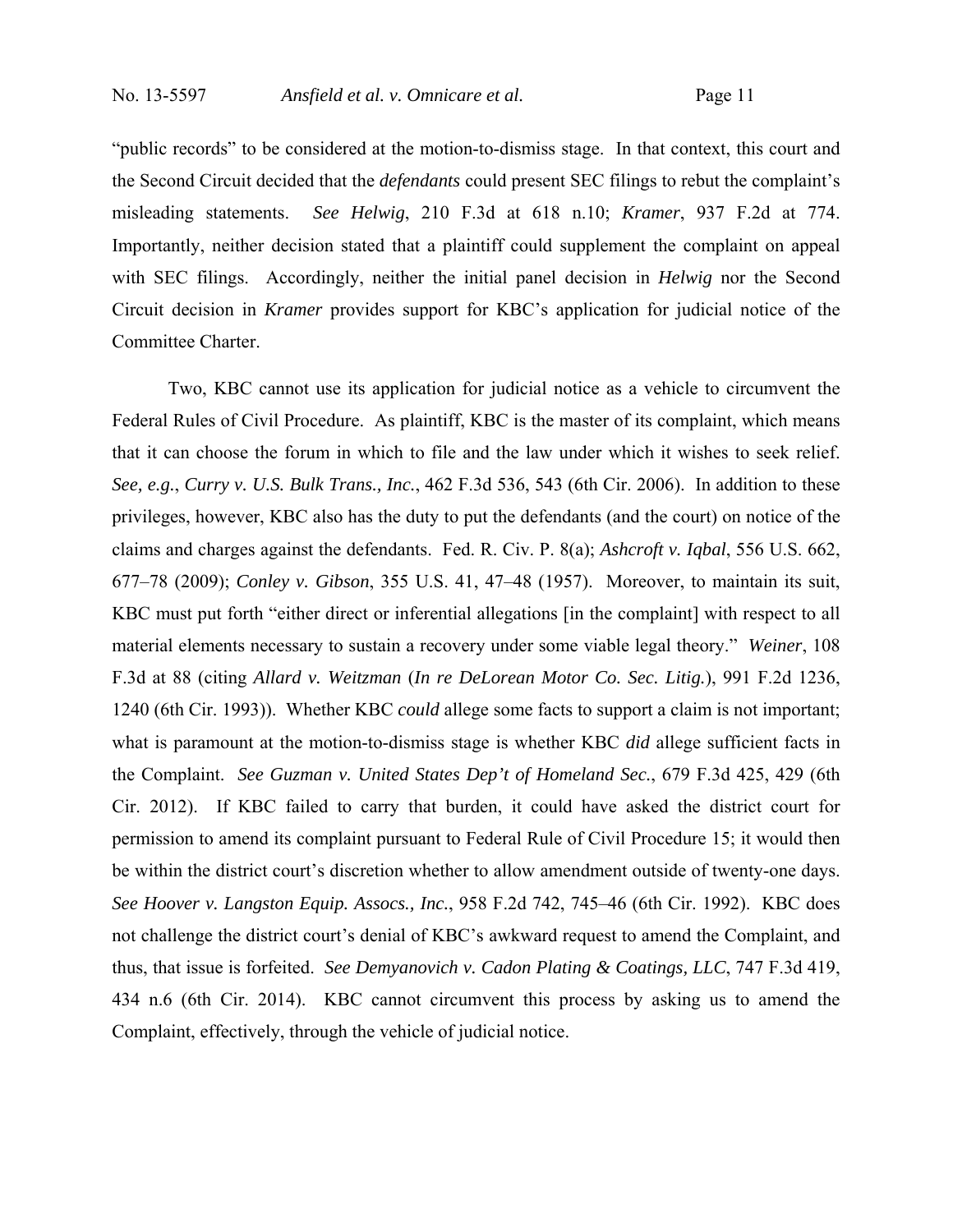"public records" to be considered at the motion-to-dismiss stage. In that context, this court and the Second Circuit decided that the *defendants* could present SEC filings to rebut the complaint's misleading statements. *See Helwig*, 210 F.3d at 618 n.10; *Kramer*, 937 F.2d at 774. Importantly, neither decision stated that a plaintiff could supplement the complaint on appeal with SEC filings. Accordingly, neither the initial panel decision in *Helwig* nor the Second Circuit decision in *Kramer* provides support for KBC's application for judicial notice of the Committee Charter.

Two, KBC cannot use its application for judicial notice as a vehicle to circumvent the Federal Rules of Civil Procedure. As plaintiff, KBC is the master of its complaint, which means that it can choose the forum in which to file and the law under which it wishes to seek relief. *See, e.g.*, *Curry v. U.S. Bulk Trans., Inc.*, 462 F.3d 536, 543 (6th Cir. 2006). In addition to these privileges, however, KBC also has the duty to put the defendants (and the court) on notice of the claims and charges against the defendants. Fed. R. Civ. P. 8(a); *Ashcroft v. Iqbal*, 556 U.S. 662, 677–78 (2009); *Conley v. Gibson*, 355 U.S. 41, 47–48 (1957). Moreover, to maintain its suit, KBC must put forth "either direct or inferential allegations [in the complaint] with respect to all material elements necessary to sustain a recovery under some viable legal theory." *Weiner*, 108 F.3d at 88 (citing *Allard v. Weitzman* (*In re DeLorean Motor Co. Sec. Litig.*), 991 F.2d 1236, 1240 (6th Cir. 1993)). Whether KBC *could* allege some facts to support a claim is not important; what is paramount at the motion-to-dismiss stage is whether KBC *did* allege sufficient facts in the Complaint. *See Guzman v. United States Dep't of Homeland Sec.*, 679 F.3d 425, 429 (6th Cir. 2012). If KBC failed to carry that burden, it could have asked the district court for permission to amend its complaint pursuant to Federal Rule of Civil Procedure 15; it would then be within the district court's discretion whether to allow amendment outside of twenty-one days. *See Hoover v. Langston Equip. Assocs., Inc.*, 958 F.2d 742, 745–46 (6th Cir. 1992). KBC does not challenge the district court's denial of KBC's awkward request to amend the Complaint, and thus, that issue is forfeited. *See Demyanovich v. Cadon Plating & Coatings, LLC*, 747 F.3d 419, 434 n.6 (6th Cir. 2014). KBC cannot circumvent this process by asking us to amend the Complaint, effectively, through the vehicle of judicial notice.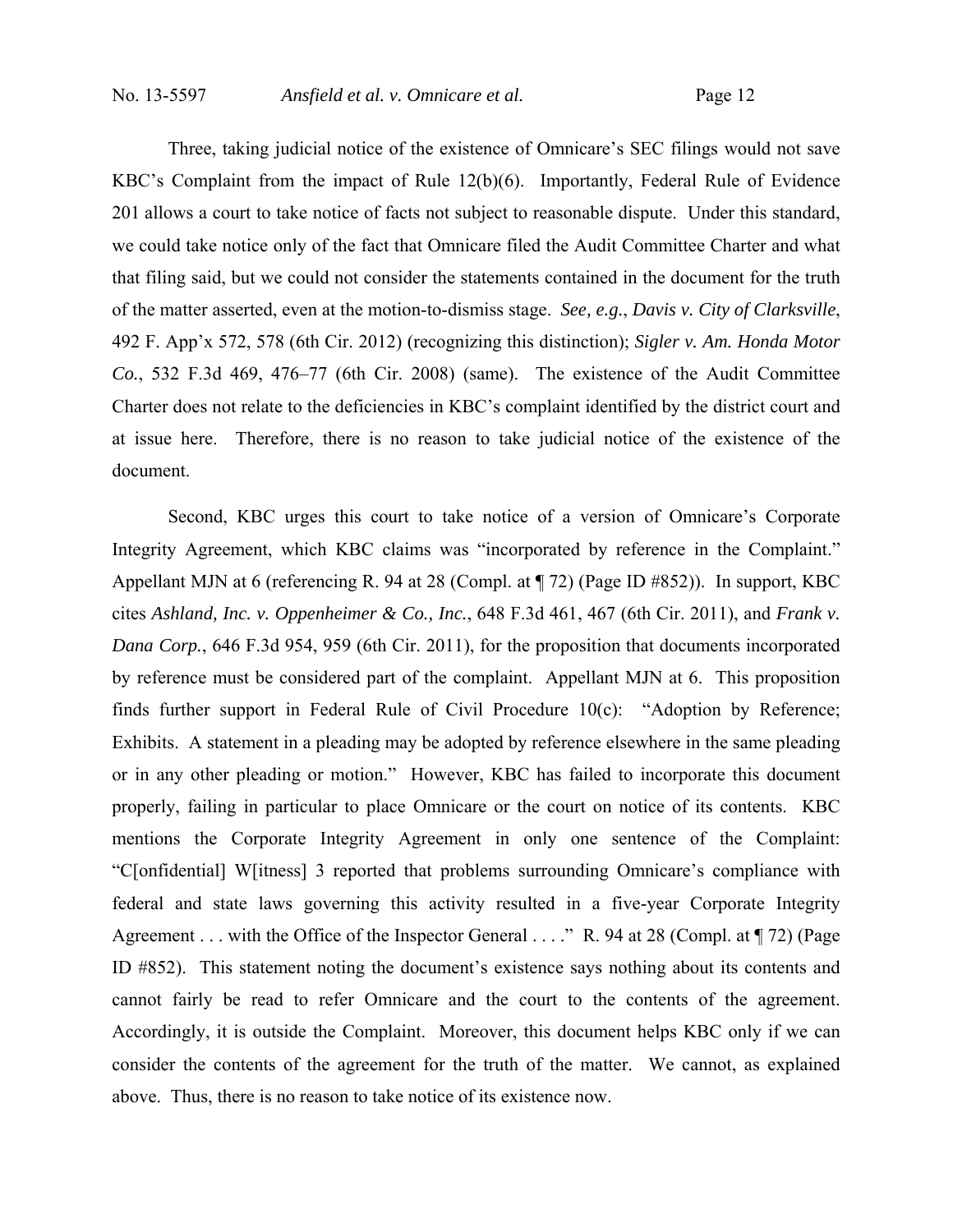Three, taking judicial notice of the existence of Omnicare's SEC filings would not save KBC's Complaint from the impact of Rule 12(b)(6). Importantly, Federal Rule of Evidence 201 allows a court to take notice of facts not subject to reasonable dispute. Under this standard, we could take notice only of the fact that Omnicare filed the Audit Committee Charter and what that filing said, but we could not consider the statements contained in the document for the truth of the matter asserted, even at the motion-to-dismiss stage. *See, e.g.*, *Davis v. City of Clarksville*, 492 F. App'x 572, 578 (6th Cir. 2012) (recognizing this distinction); *Sigler v. Am. Honda Motor Co.*, 532 F.3d 469, 476–77 (6th Cir. 2008) (same). The existence of the Audit Committee Charter does not relate to the deficiencies in KBC's complaint identified by the district court and at issue here. Therefore, there is no reason to take judicial notice of the existence of the document.

Second, KBC urges this court to take notice of a version of Omnicare's Corporate Integrity Agreement, which KBC claims was "incorporated by reference in the Complaint." Appellant MJN at 6 (referencing R. 94 at 28 (Compl. at ¶ 72) (Page ID #852)). In support, KBC cites *Ashland, Inc. v. Oppenheimer & Co., Inc.*, 648 F.3d 461, 467 (6th Cir. 2011), and *Frank v. Dana Corp.*, 646 F.3d 954, 959 (6th Cir. 2011), for the proposition that documents incorporated by reference must be considered part of the complaint. Appellant MJN at 6. This proposition finds further support in Federal Rule of Civil Procedure 10(c): "Adoption by Reference; Exhibits. A statement in a pleading may be adopted by reference elsewhere in the same pleading or in any other pleading or motion." However, KBC has failed to incorporate this document properly, failing in particular to place Omnicare or the court on notice of its contents. KBC mentions the Corporate Integrity Agreement in only one sentence of the Complaint: "C[onfidential] W[itness] 3 reported that problems surrounding Omnicare's compliance with federal and state laws governing this activity resulted in a five-year Corporate Integrity Agreement . . . with the Office of the Inspector General . . . ." R. 94 at 28 (Compl. at ¶ 72) (Page ID #852). This statement noting the document's existence says nothing about its contents and cannot fairly be read to refer Omnicare and the court to the contents of the agreement. Accordingly, it is outside the Complaint. Moreover, this document helps KBC only if we can consider the contents of the agreement for the truth of the matter. We cannot, as explained above. Thus, there is no reason to take notice of its existence now.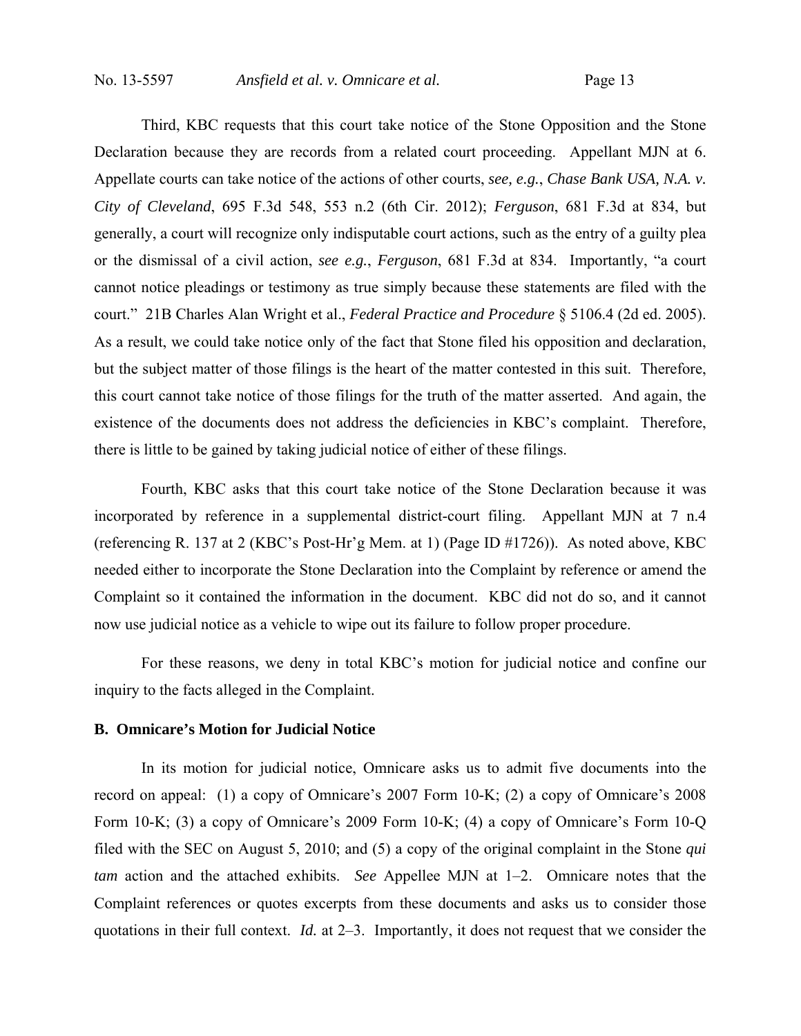Third, KBC requests that this court take notice of the Stone Opposition and the Stone Declaration because they are records from a related court proceeding. Appellant MJN at 6. Appellate courts can take notice of the actions of other courts, *see, e.g.*, *Chase Bank USA, N.A. v. City of Cleveland*, 695 F.3d 548, 553 n.2 (6th Cir. 2012); *Ferguson*, 681 F.3d at 834, but generally, a court will recognize only indisputable court actions, such as the entry of a guilty plea or the dismissal of a civil action, *see e.g.*, *Ferguson*, 681 F.3d at 834. Importantly, "a court cannot notice pleadings or testimony as true simply because these statements are filed with the court." 21B Charles Alan Wright et al., *Federal Practice and Procedure* § 5106.4 (2d ed. 2005). As a result, we could take notice only of the fact that Stone filed his opposition and declaration, but the subject matter of those filings is the heart of the matter contested in this suit. Therefore, this court cannot take notice of those filings for the truth of the matter asserted. And again, the existence of the documents does not address the deficiencies in KBC's complaint. Therefore, there is little to be gained by taking judicial notice of either of these filings.

Fourth, KBC asks that this court take notice of the Stone Declaration because it was incorporated by reference in a supplemental district-court filing. Appellant MJN at 7 n.4 (referencing R. 137 at 2 (KBC's Post-Hr'g Mem. at 1) (Page ID #1726)). As noted above, KBC needed either to incorporate the Stone Declaration into the Complaint by reference or amend the Complaint so it contained the information in the document. KBC did not do so, and it cannot now use judicial notice as a vehicle to wipe out its failure to follow proper procedure.

For these reasons, we deny in total KBC's motion for judicial notice and confine our inquiry to the facts alleged in the Complaint.

**B. Omnicare's Motion for Judicial Notice**

In its motion for judicial notice, Omnicare asks us to admit five documents into the record on appeal: (1) a copy of Omnicare's 2007 Form 10-K; (2) a copy of Omnicare's 2008 Form 10-K; (3) a copy of Omnicare's 2009 Form 10-K; (4) a copy of Omnicare's Form 10-Q filed with the SEC on August 5, 2010; and (5) a copy of the original complaint in the Stone *qui tam* action and the attached exhibits. *See* Appellee MJN at 1–2. Omnicare notes that the Complaint references or quotes excerpts from these documents and asks us to consider those quotations in their full context. *Id.* at 2–3. Importantly, it does not request that we consider the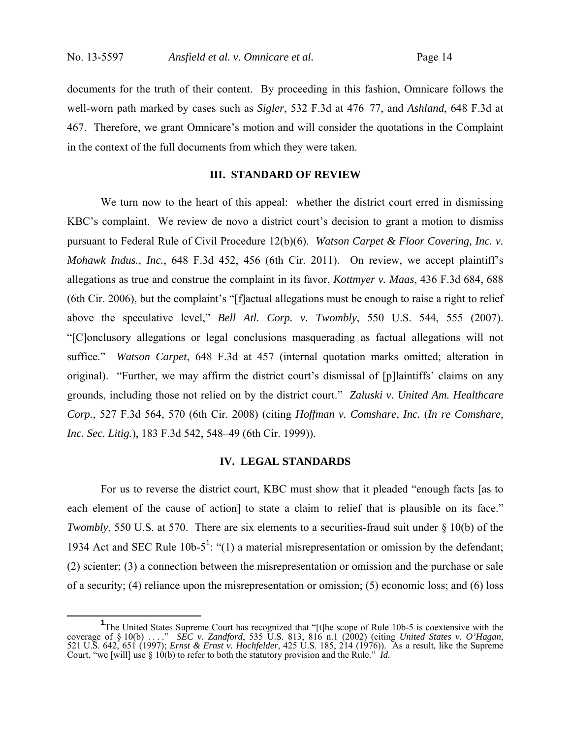documents for the truth of their content. By proceeding in this fashion, Omnicare follows the well-worn path marked by cases such as *Sigler*, 532 F.3d at 476–77, and *Ashland*, 648 F.3d at 467. Therefore, we grant Omnicare's motion and will consider the quotations in the Complaint in the context of the full documents from which they were taken.

## III. STANDARD OF REVIEW

We turn now to the heart of this appeal: whether the district court erred in dismissing KBC's complaint. We review de novo a district court's decision to grant a motion to dismiss pursuant to Federal Rule of Civil Procedure 12(b)(6). *Watson Carpet & Floor Covering, Inc. v. Mohawk Indus., Inc.*, 648 F.3d 452, 456 (6th Cir. 2011). On review, we accept plaintiff's allegations as true and construe the complaint in its favor, *Kottmyer v. Maas*, 436 F.3d 684, 688 (6th Cir. 2006), but the complaint's "[f]actual allegations must be enough to raise a right to relief above the speculative level," *Bell Atl. Corp. v. Twombly*, 550 U.S. 544, 555 (2007). "[C]onclusory allegations or legal conclusions masquerading as factual allegations will not suffice." *Watson Carpet*, 648 F.3d at 457 (internal quotation marks omitted; alteration in original). "Further, we may affirm the district court's dismissal of [p]laintiffs' claims on any grounds, including those not relied on by the district court." *Zaluski v. United Am. Healthcare Corp.*, 527 F.3d 564, 570 (6th Cir. 2008) (citing *Hoffman v. Comshare, Inc.* (*In re Comshare, Inc. Sec. Litig.*), 183 F.3d 542, 548–49 (6th Cir. 1999)).

## IV. LEGAL STANDARDS

For us to reverse the district court, KBC must show that it pleaded "enough facts [as to each element of the cause of action] to state a claim to relief that is plausible on its face." *Twombly*, 550 U.S. at 570. There are six elements to a securities-fraud suit under § 10(b) of the 1934 Act and SEC Rule 10b-5[1]: "(1) a material misrepresentation or omission by the defendant; (2) scienter; (3) a connection between the misrepresentation or omission and the purchase or sale of a security; (4) reliance upon the misrepresentation or omission; (5) economic loss; and (6) loss

[1] The United States Supreme Court has recognized that "[t]he scope of Rule 10b-5 is coextensive with the coverage of § 10(b) . . . ." *SEC v. Zandford*, 535 U.S. 813, 816 n.1 (2002) (citing *United States v. O'Hagan*, 521 U.S. 642, 651 (1997); *Ernst & Ernst v. Hochfelder*, 425 U.S. 185, 214 (1976)). As a result, like the Supreme Court, "we [will] use § 10(b) to refer to both the statutory provision and the Rule." *Id.*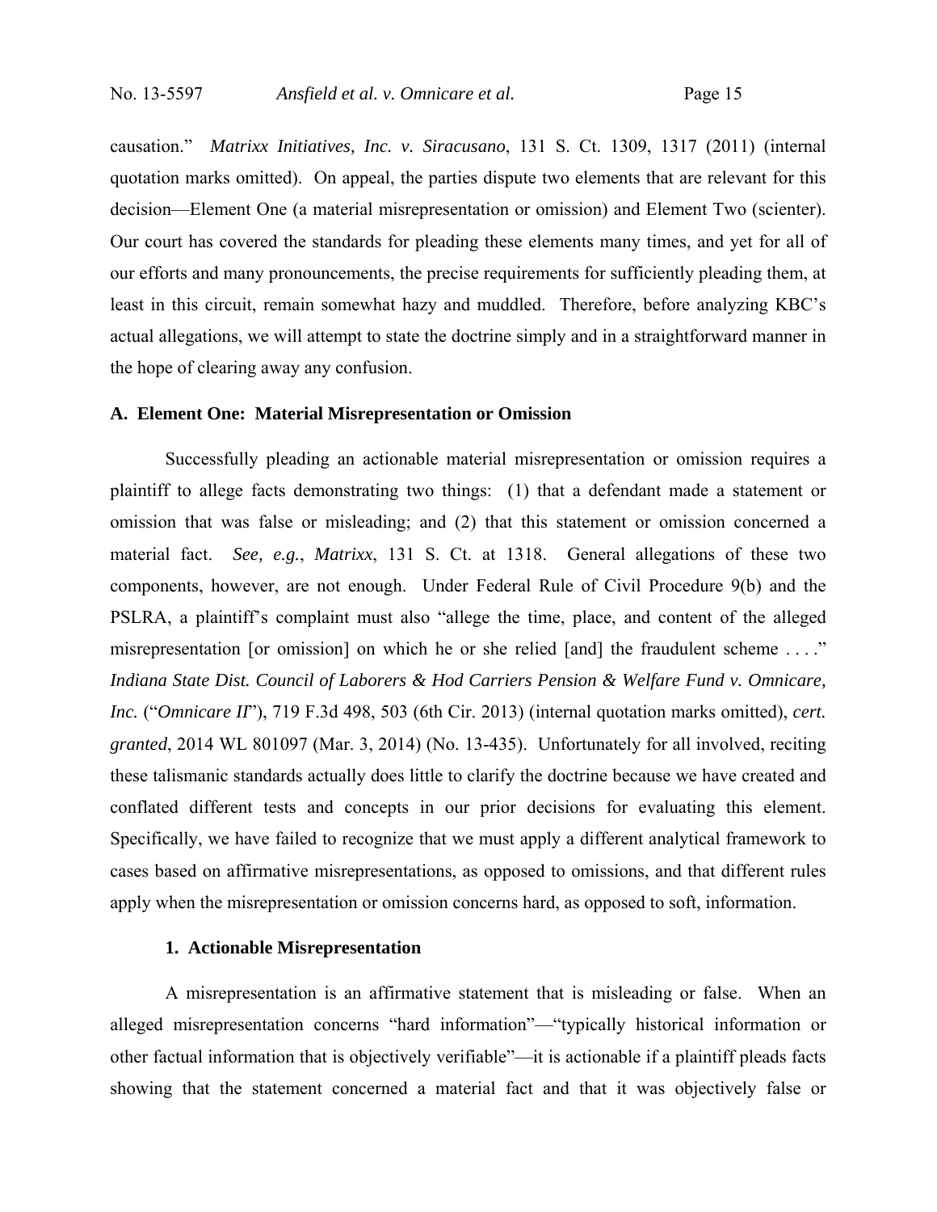causation." *Matrixx Initiatives, Inc. v. Siracusano*, 131 S. Ct. 1309, 1317 (2011) (internal quotation marks omitted). On appeal, the parties dispute two elements that are relevant for this decision—Element One (a material misrepresentation or omission) and Element Two (scienter). Our court has covered the standards for pleading these elements many times, and yet for all of our efforts and many pronouncements, the precise requirements for sufficiently pleading them, at least in this circuit, remain somewhat hazy and muddled. Therefore, before analyzing KBC's actual allegations, we will attempt to state the doctrine simply and in a straightforward manner in the hope of clearing away any confusion.

### A. Element One: Material Misrepresentation or Omission

Successfully pleading an actionable material misrepresentation or omission requires a plaintiff to allege facts demonstrating two things: (1) that a defendant made a statement or omission that was false or misleading; and (2) that this statement or omission concerned a material fact. *See, e.g.*, *Matrixx*, 131 S. Ct. at 1318. General allegations of these two components, however, are not enough. Under Federal Rule of Civil Procedure 9(b) and the PSLRA, a plaintiff's complaint must also "allege the time, place, and content of the alleged misrepresentation [or omission] on which he or she relied [and] the fraudulent scheme . . . ." *Indiana State Dist. Council of Laborers & Hod Carriers Pension & Welfare Fund v. Omnicare, Inc.* ("*Omnicare II*"), 719 F.3d 498, 503 (6th Cir. 2013) (internal quotation marks omitted), *cert. granted*, 2014 WL 801097 (Mar. 3, 2014) (No. 13-435). Unfortunately for all involved, reciting these talismanic standards actually does little to clarify the doctrine because we have created and conflated different tests and concepts in our prior decisions for evaluating this element. Specifically, we have failed to recognize that we must apply a different analytical framework to cases based on affirmative misrepresentations, as opposed to omissions, and that different rules apply when the misrepresentation or omission concerns hard, as opposed to soft, information.

#### 1. Actionable Misrepresentation

A misrepresentation is an affirmative statement that is misleading or false. When an alleged misrepresentation concerns "hard information"—"typically historical information or other factual information that is objectively verifiable"—it is actionable if a plaintiff pleads facts showing that the statement concerned a material fact and that it was objectively false or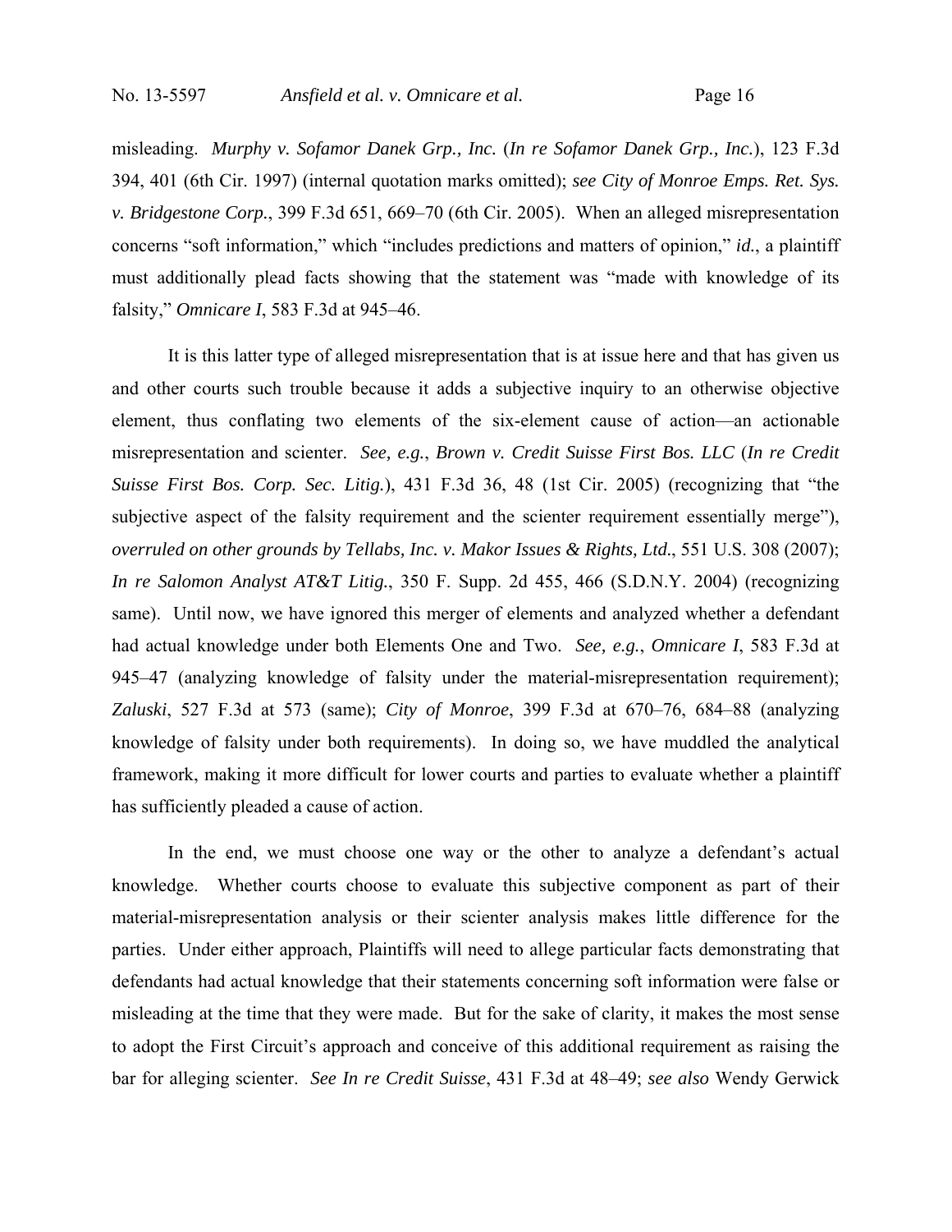misleading. *Murphy v. Sofamor Danek Grp., Inc.* (*In re Sofamor Danek Grp., Inc.*), 123 F.3d 394, 401 (6th Cir. 1997) (internal quotation marks omitted); *see City of Monroe Emps. Ret. Sys. v. Bridgestone Corp.*, 399 F.3d 651, 669–70 (6th Cir. 2005). When an alleged misrepresentation concerns "soft information," which "includes predictions and matters of opinion," *id.*, a plaintiff must additionally plead facts showing that the statement was "made with knowledge of its falsity," *Omnicare I*, 583 F.3d at 945–46.

It is this latter type of alleged misrepresentation that is at issue here and that has given us and other courts such trouble because it adds a subjective inquiry to an otherwise objective element, thus conflating two elements of the six-element cause of action—an actionable misrepresentation and scienter. *See, e.g.*, *Brown v. Credit Suisse First Bos. LLC* (*In re Credit Suisse First Bos. Corp. Sec. Litig.*), 431 F.3d 36, 48 (1st Cir. 2005) (recognizing that "the subjective aspect of the falsity requirement and the scienter requirement essentially merge"), *overruled on other grounds by Tellabs, Inc. v. Makor Issues & Rights, Ltd.*, 551 U.S. 308 (2007); *In re Salomon Analyst AT&T Litig.*, 350 F. Supp. 2d 455, 466 (S.D.N.Y. 2004) (recognizing same). Until now, we have ignored this merger of elements and analyzed whether a defendant had actual knowledge under both Elements One and Two. *See, e.g.*, *Omnicare I*, 583 F.3d at 945–47 (analyzing knowledge of falsity under the material-misrepresentation requirement); *Zaluski*, 527 F.3d at 573 (same); *City of Monroe*, 399 F.3d at 670–76, 684–88 (analyzing knowledge of falsity under both requirements). In doing so, we have muddled the analytical framework, making it more difficult for lower courts and parties to evaluate whether a plaintiff has sufficiently pleaded a cause of action.

In the end, we must choose one way or the other to analyze a defendant's actual knowledge. Whether courts choose to evaluate this subjective component as part of their material-misrepresentation analysis or their scienter analysis makes little difference for the parties. Under either approach, Plaintiffs will need to allege particular facts demonstrating that defendants had actual knowledge that their statements concerning soft information were false or misleading at the time that they were made. But for the sake of clarity, it makes the most sense to adopt the First Circuit's approach and conceive of this additional requirement as raising the bar for alleging scienter. *See In re Credit Suisse*, 431 F.3d at 48–49; *see also* Wendy Gerwick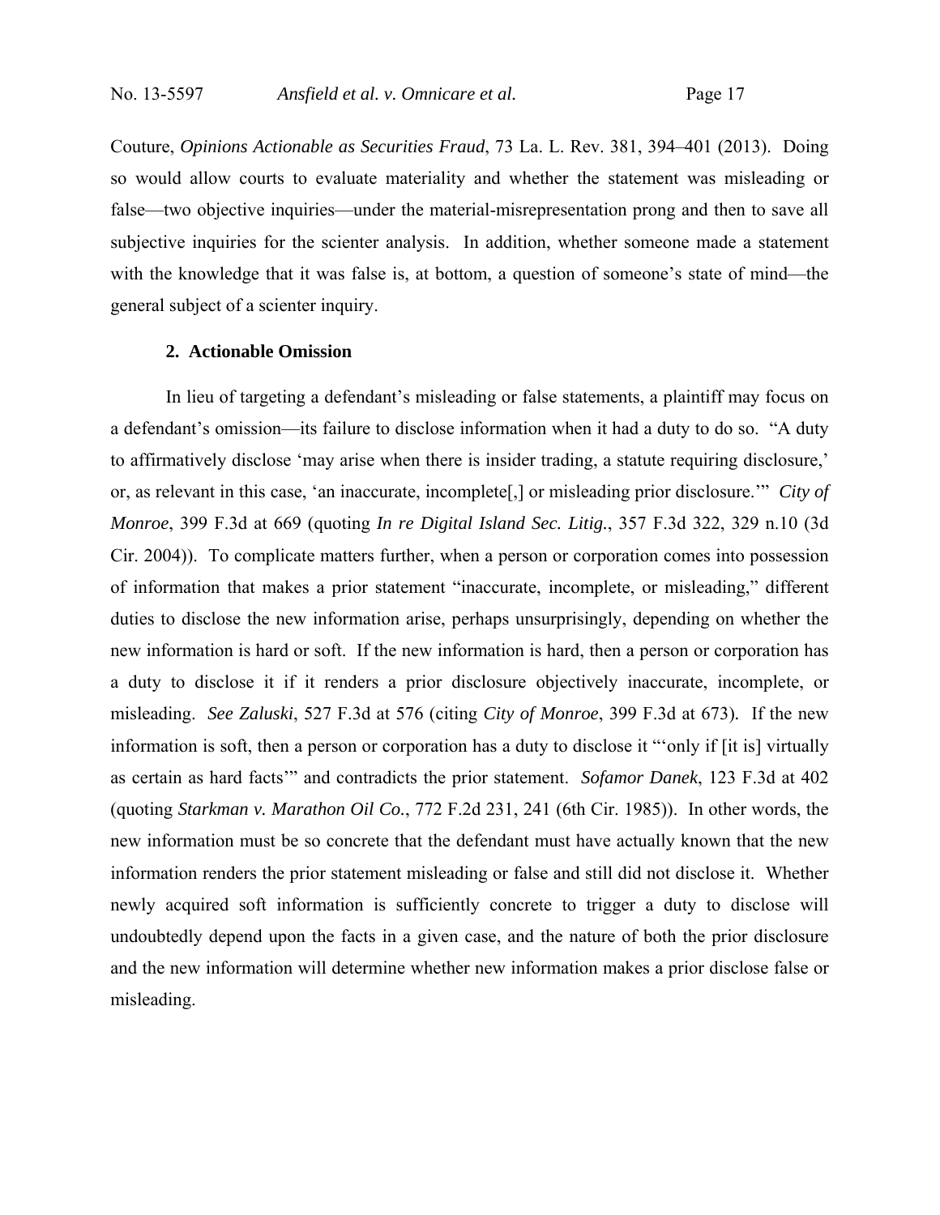Couture, *Opinions Actionable as Securities Fraud*, 73 La. L. Rev. 381, 394–401 (2013). Doing so would allow courts to evaluate materiality and whether the statement was misleading or false—two objective inquiries—under the material-misrepresentation prong and then to save all subjective inquiries for the scienter analysis. In addition, whether someone made a statement with the knowledge that it was false is, at bottom, a question of someone's state of mind—the general subject of a scienter inquiry.

### 2. Actionable Omission

In lieu of targeting a defendant's misleading or false statements, a plaintiff may focus on a defendant's omission—its failure to disclose information when it had a duty to do so. "A duty to affirmatively disclose 'may arise when there is insider trading, a statute requiring disclosure,' or, as relevant in this case, 'an inaccurate, incomplete[,] or misleading prior disclosure.'" *City of Monroe*, 399 F.3d at 669 (quoting *In re Digital Island Sec. Litig.*, 357 F.3d 322, 329 n.10 (3d Cir. 2004)). To complicate matters further, when a person or corporation comes into possession of information that makes a prior statement "inaccurate, incomplete, or misleading," different duties to disclose the new information arise, perhaps unsurprisingly, depending on whether the new information is hard or soft. If the new information is hard, then a person or corporation has a duty to disclose it if it renders a prior disclosure objectively inaccurate, incomplete, or misleading. *See Zaluski*, 527 F.3d at 576 (citing *City of Monroe*, 399 F.3d at 673). If the new information is soft, then a person or corporation has a duty to disclose it "'only if [it is] virtually as certain as hard facts'" and contradicts the prior statement. *Sofamor Danek*, 123 F.3d at 402 (quoting *Starkman v. Marathon Oil Co.*, 772 F.2d 231, 241 (6th Cir. 1985)). In other words, the new information must be so concrete that the defendant must have actually known that the new information renders the prior statement misleading or false and still did not disclose it. Whether newly acquired soft information is sufficiently concrete to trigger a duty to disclose will undoubtedly depend upon the facts in a given case, and the nature of both the prior disclosure and the new information will determine whether new information makes a prior disclose false or misleading.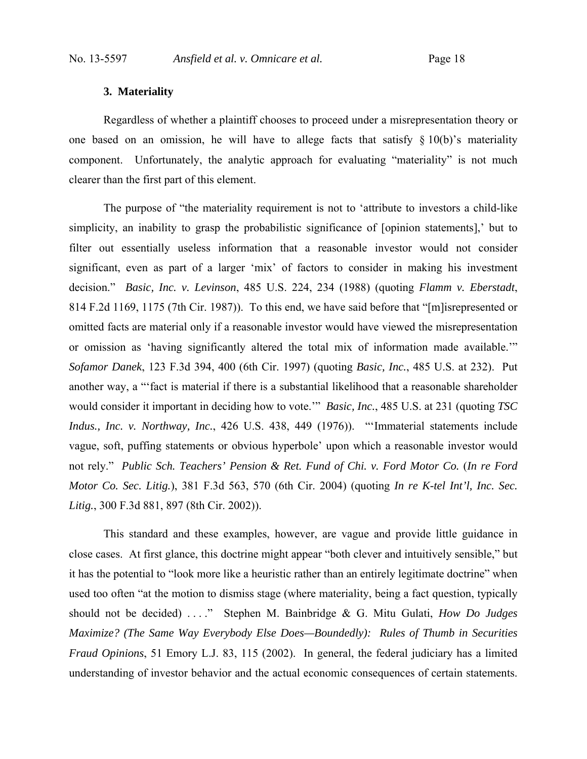### 3. Materiality

Regardless of whether a plaintiff chooses to proceed under a misrepresentation theory or one based on an omission, he will have to allege facts that satisfy § 10(b)'s materiality component. Unfortunately, the analytic approach for evaluating "materiality" is not much clearer than the first part of this element.

The purpose of "the materiality requirement is not to 'attribute to investors a child-like simplicity, an inability to grasp the probabilistic significance of [opinion statements],' but to filter out essentially useless information that a reasonable investor would not consider significant, even as part of a larger 'mix' of factors to consider in making his investment decision." *Basic, Inc. v. Levinson*, 485 U.S. 224, 234 (1988) (quoting *Flamm v. Eberstadt*, 814 F.2d 1169, 1175 (7th Cir. 1987)). To this end, we have said before that "[m]isrepresented or omitted facts are material only if a reasonable investor would have viewed the misrepresentation or omission as 'having significantly altered the total mix of information made available.'" *Sofamor Danek*, 123 F.3d 394, 400 (6th Cir. 1997) (quoting *Basic, Inc.*, 485 U.S. at 232). Put another way, a "'fact is material if there is a substantial likelihood that a reasonable shareholder would consider it important in deciding how to vote.'" *Basic, Inc.*, 485 U.S. at 231 (quoting *TSC Indus., Inc. v. Northway, Inc.*, 426 U.S. 438, 449 (1976)). "'Immaterial statements include vague, soft, puffing statements or obvious hyperbole' upon which a reasonable investor would not rely." *Public Sch. Teachers' Pension & Ret. Fund of Chi. v. Ford Motor Co.* (*In re Ford Motor Co. Sec. Litig.*), 381 F.3d 563, 570 (6th Cir. 2004) (quoting *In re K-tel Int'l, Inc. Sec. Litig.*, 300 F.3d 881, 897 (8th Cir. 2002)).

This standard and these examples, however, are vague and provide little guidance in close cases. At first glance, this doctrine might appear "both clever and intuitively sensible," but it has the potential to "look more like a heuristic rather than an entirely legitimate doctrine" when used too often "at the motion to dismiss stage (where materiality, being a fact question, typically should not be decided) . . . ." Stephen M. Bainbridge & G. Mitu Gulati, *How Do Judges Maximize? (The Same Way Everybody Else Does—Boundedly): Rules of Thumb in Securities Fraud Opinions*, 51 Emory L.J. 83, 115 (2002). In general, the federal judiciary has a limited understanding of investor behavior and the actual economic consequences of certain statements.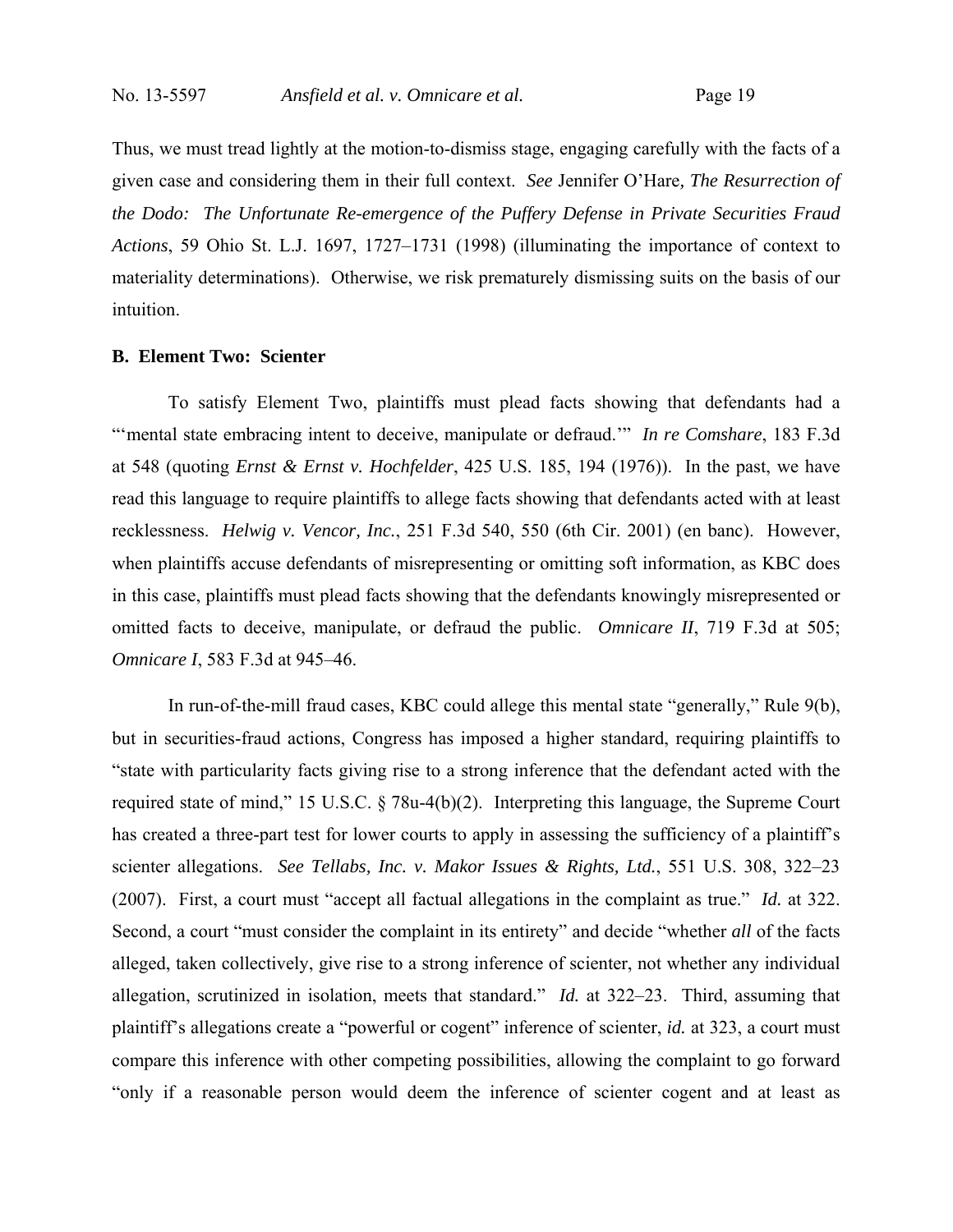Thus, we must tread lightly at the motion-to-dismiss stage, engaging carefully with the facts of a given case and considering them in their full context. *See* Jennifer O'Hare*, The Resurrection of the Dodo: The Unfortunate Re-emergence of the Puffery Defense in Private Securities Fraud Actions*, 59 Ohio St. L.J. 1697, 1727–1731 (1998) (illuminating the importance of context to materiality determinations). Otherwise, we risk prematurely dismissing suits on the basis of our intuition.

**B. Element Two: Scienter**

To satisfy Element Two, plaintiffs must plead facts showing that defendants had a "'mental state embracing intent to deceive, manipulate or defraud.'" *In re Comshare*, 183 F.3d at 548 (quoting *Ernst & Ernst v. Hochfelder*, 425 U.S. 185, 194 (1976)). In the past, we have read this language to require plaintiffs to allege facts showing that defendants acted with at least recklessness. *Helwig v. Vencor, Inc.*, 251 F.3d 540, 550 (6th Cir. 2001) (en banc). However, when plaintiffs accuse defendants of misrepresenting or omitting soft information, as KBC does in this case, plaintiffs must plead facts showing that the defendants knowingly misrepresented or omitted facts to deceive, manipulate, or defraud the public. *Omnicare II*, 719 F.3d at 505; *Omnicare I*, 583 F.3d at 945–46.

In run-of-the-mill fraud cases, KBC could allege this mental state "generally," Rule 9(b), but in securities-fraud actions, Congress has imposed a higher standard, requiring plaintiffs to "state with particularity facts giving rise to a strong inference that the defendant acted with the required state of mind," 15 U.S.C. § 78u-4(b)(2). Interpreting this language, the Supreme Court has created a three-part test for lower courts to apply in assessing the sufficiency of a plaintiff's scienter allegations. *See Tellabs, Inc. v. Makor Issues & Rights, Ltd.*, 551 U.S. 308, 322–23 (2007). First, a court must "accept all factual allegations in the complaint as true." *Id.* at 322. Second, a court "must consider the complaint in its entirety" and decide "whether *all* of the facts alleged, taken collectively, give rise to a strong inference of scienter, not whether any individual allegation, scrutinized in isolation, meets that standard." *Id.* at 322–23. Third, assuming that plaintiff's allegations create a "powerful or cogent" inference of scienter, *id.* at 323, a court must compare this inference with other competing possibilities, allowing the complaint to go forward "only if a reasonable person would deem the inference of scienter cogent and at least as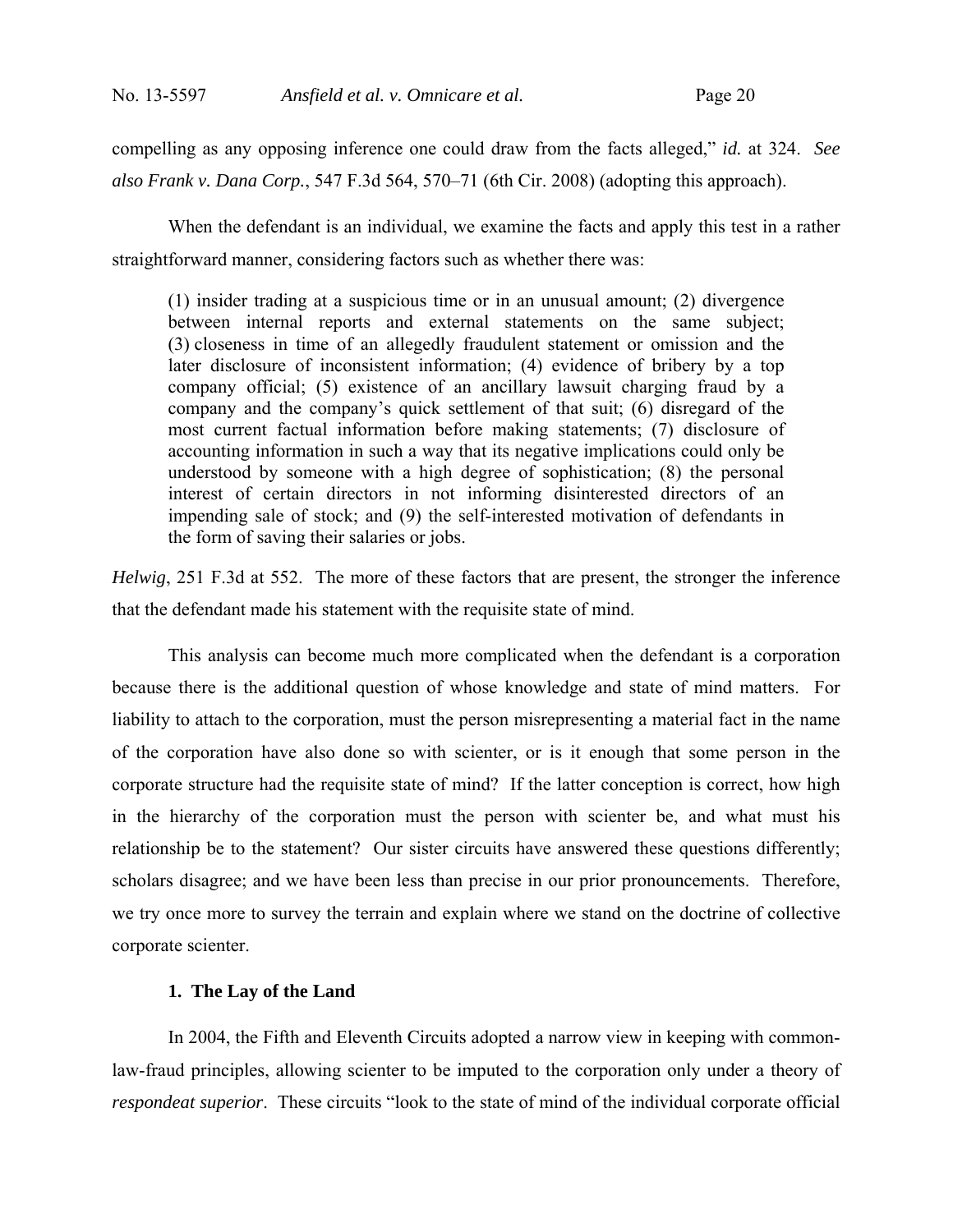compelling as any opposing inference one could draw from the facts alleged," *id.* at 324. *See also Frank v. Dana Corp.*, 547 F.3d 564, 570–71 (6th Cir. 2008) (adopting this approach).

When the defendant is an individual, we examine the facts and apply this test in a rather straightforward manner, considering factors such as whether there was:

> (1) insider trading at a suspicious time or in an unusual amount; (2) divergence between internal reports and external statements on the same subject; (3) closeness in time of an allegedly fraudulent statement or omission and the later disclosure of inconsistent information; (4) evidence of bribery by a top company official; (5) existence of an ancillary lawsuit charging fraud by a company and the company's quick settlement of that suit; (6) disregard of the most current factual information before making statements; (7) disclosure of accounting information in such a way that its negative implications could only be understood by someone with a high degree of sophistication; (8) the personal interest of certain directors in not informing disinterested directors of an impending sale of stock; and (9) the self-interested motivation of defendants in the form of saving their salaries or jobs.

*Helwig*, 251 F.3d at 552. The more of these factors that are present, the stronger the inference that the defendant made his statement with the requisite state of mind.

This analysis can become much more complicated when the defendant is a corporation because there is the additional question of whose knowledge and state of mind matters. For liability to attach to the corporation, must the person misrepresenting a material fact in the name of the corporation have also done so with scienter, or is it enough that some person in the corporate structure had the requisite state of mind? If the latter conception is correct, how high in the hierarchy of the corporation must the person with scienter be, and what must his relationship be to the statement? Our sister circuits have answered these questions differently; scholars disagree; and we have been less than precise in our prior pronouncements. Therefore, we try once more to survey the terrain and explain where we stand on the doctrine of collective corporate scienter.

### 1. The Lay of the Land

In 2004, the Fifth and Eleventh Circuits adopted a narrow view in keeping with common-law-fraud principles, allowing scienter to be imputed to the corporation only under a theory of *respondeat superior*. These circuits "look to the state of mind of the individual corporate official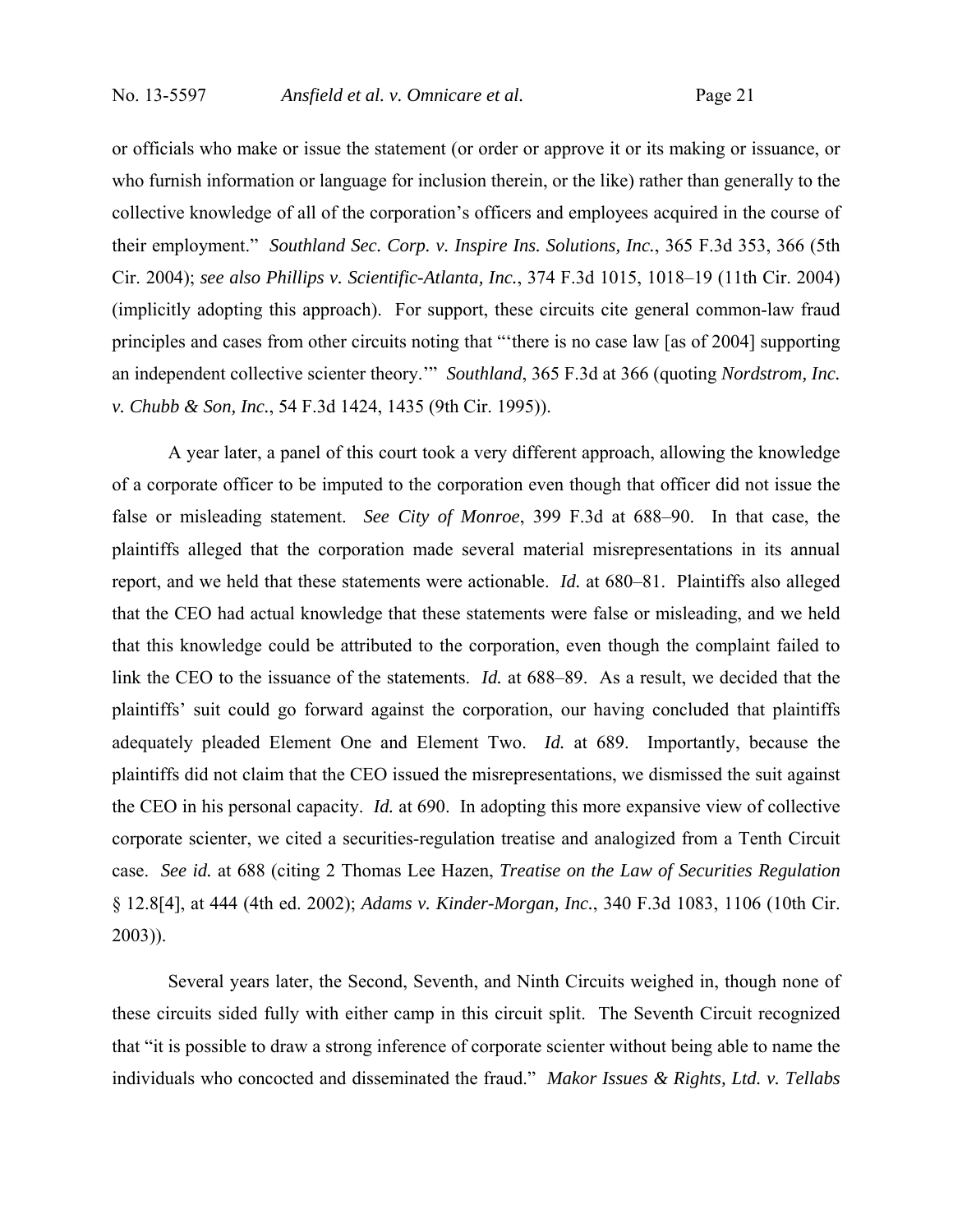or officials who make or issue the statement (or order or approve it or its making or issuance, or who furnish information or language for inclusion therein, or the like) rather than generally to the collective knowledge of all of the corporation's officers and employees acquired in the course of their employment." *Southland Sec. Corp. v. Inspire Ins. Solutions, Inc.*, 365 F.3d 353, 366 (5th Cir. 2004); *see also Phillips v. Scientific-Atlanta, Inc.*, 374 F.3d 1015, 1018–19 (11th Cir. 2004) (implicitly adopting this approach). For support, these circuits cite general common-law fraud principles and cases from other circuits noting that "'there is no case law [as of 2004] supporting an independent collective scienter theory.'" *Southland*, 365 F.3d at 366 (quoting *Nordstrom, Inc. v. Chubb & Son, Inc.*, 54 F.3d 1424, 1435 (9th Cir. 1995)).

A year later, a panel of this court took a very different approach, allowing the knowledge of a corporate officer to be imputed to the corporation even though that officer did not issue the false or misleading statement. *See City of Monroe*, 399 F.3d at 688–90. In that case, the plaintiffs alleged that the corporation made several material misrepresentations in its annual report, and we held that these statements were actionable. *Id.* at 680–81. Plaintiffs also alleged that the CEO had actual knowledge that these statements were false or misleading, and we held that this knowledge could be attributed to the corporation, even though the complaint failed to link the CEO to the issuance of the statements. *Id.* at 688–89. As a result, we decided that the plaintiffs' suit could go forward against the corporation, our having concluded that plaintiffs adequately pleaded Element One and Element Two. *Id.* at 689. Importantly, because the plaintiffs did not claim that the CEO issued the misrepresentations, we dismissed the suit against the CEO in his personal capacity. *Id.* at 690. In adopting this more expansive view of collective corporate scienter, we cited a securities-regulation treatise and analogized from a Tenth Circuit case. *See id.* at 688 (citing 2 Thomas Lee Hazen, *Treatise on the Law of Securities Regulation* § 12.8[4], at 444 (4th ed. 2002); *Adams v. Kinder-Morgan, Inc.*, 340 F.3d 1083, 1106 (10th Cir. 2003)).

Several years later, the Second, Seventh, and Ninth Circuits weighed in, though none of these circuits sided fully with either camp in this circuit split. The Seventh Circuit recognized that "it is possible to draw a strong inference of corporate scienter without being able to name the individuals who concocted and disseminated the fraud." *Makor Issues & Rights, Ltd. v. Tellabs*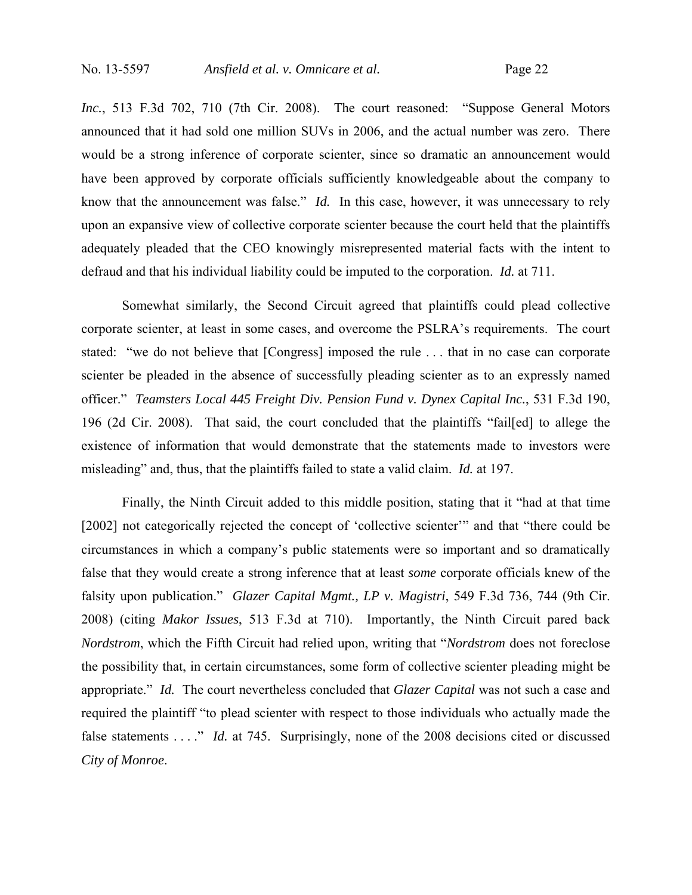*Inc.*, 513 F.3d 702, 710 (7th Cir. 2008). The court reasoned: "Suppose General Motors announced that it had sold one million SUVs in 2006, and the actual number was zero. There would be a strong inference of corporate scienter, since so dramatic an announcement would have been approved by corporate officials sufficiently knowledgeable about the company to know that the announcement was false." *Id.* In this case, however, it was unnecessary to rely upon an expansive view of collective corporate scienter because the court held that the plaintiffs adequately pleaded that the CEO knowingly misrepresented material facts with the intent to defraud and that his individual liability could be imputed to the corporation. *Id.* at 711.

Somewhat similarly, the Second Circuit agreed that plaintiffs could plead collective corporate scienter, at least in some cases, and overcome the PSLRA's requirements. The court stated: "we do not believe that [Congress] imposed the rule . . . that in no case can corporate scienter be pleaded in the absence of successfully pleading scienter as to an expressly named officer." *Teamsters Local 445 Freight Div. Pension Fund v. Dynex Capital Inc.*, 531 F.3d 190, 196 (2d Cir. 2008). That said, the court concluded that the plaintiffs "fail[ed] to allege the existence of information that would demonstrate that the statements made to investors were misleading" and, thus, that the plaintiffs failed to state a valid claim. *Id.* at 197.

Finally, the Ninth Circuit added to this middle position, stating that it "had at that time [2002] not categorically rejected the concept of 'collective scienter'" and that "there could be circumstances in which a company's public statements were so important and so dramatically false that they would create a strong inference that at least *some* corporate officials knew of the falsity upon publication." *Glazer Capital Mgmt., LP v. Magistri*, 549 F.3d 736, 744 (9th Cir. 2008) (citing *Makor Issues*, 513 F.3d at 710). Importantly, the Ninth Circuit pared back *Nordstrom*, which the Fifth Circuit had relied upon, writing that "*Nordstrom* does not foreclose the possibility that, in certain circumstances, some form of collective scienter pleading might be appropriate." *Id.* The court nevertheless concluded that *Glazer Capital* was not such a case and required the plaintiff "to plead scienter with respect to those individuals who actually made the false statements . . . ." *Id.* at 745. Surprisingly, none of the 2008 decisions cited or discussed *City of Monroe*.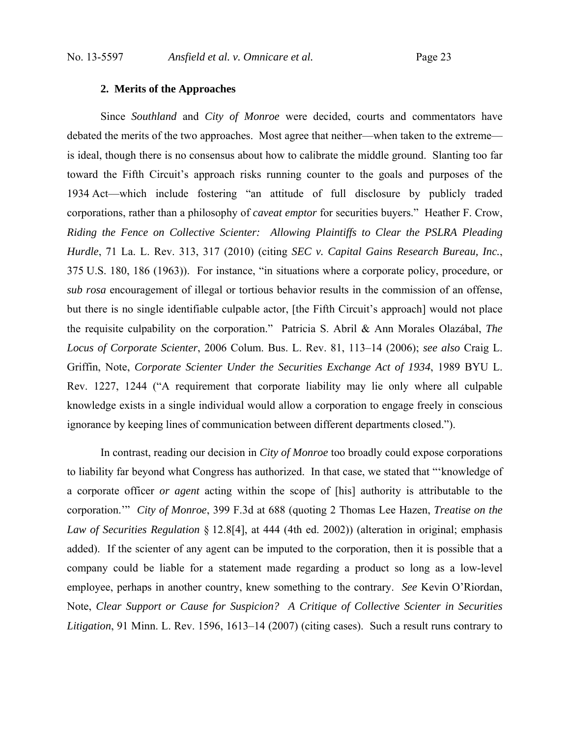### 2. Merits of the Approaches

Since *Southland* and *City of Monroe* were decided, courts and commentators have debated the merits of the two approaches. Most agree that neither—when taken to the extreme—is ideal, though there is no consensus about how to calibrate the middle ground. Slanting too far toward the Fifth Circuit's approach risks running counter to the goals and purposes of the 1934 Act—which include fostering "an attitude of full disclosure by publicly traded corporations, rather than a philosophy of *caveat emptor* for securities buyers." Heather F. Crow, *Riding the Fence on Collective Scienter: Allowing Plaintiffs to Clear the PSLRA Pleading Hurdle*, 71 La. L. Rev. 313, 317 (2010) (citing *SEC v. Capital Gains Research Bureau, Inc.*, 375 U.S. 180, 186 (1963)). For instance, "in situations where a corporate policy, procedure, or *sub rosa* encouragement of illegal or tortious behavior results in the commission of an offense, but there is no single identifiable culpable actor, [the Fifth Circuit's approach] would not place the requisite culpability on the corporation." Patricia S. Abril & Ann Morales Olazábal, *The Locus of Corporate Scienter*, 2006 Colum. Bus. L. Rev. 81, 113–14 (2006); *see also* Craig L. Griffin, Note, *Corporate Scienter Under the Securities Exchange Act of 1934*, 1989 BYU L. Rev. 1227, 1244 ("A requirement that corporate liability may lie only where all culpable knowledge exists in a single individual would allow a corporation to engage freely in conscious ignorance by keeping lines of communication between different departments closed.").

In contrast, reading our decision in *City of Monroe* too broadly could expose corporations to liability far beyond what Congress has authorized. In that case, we stated that "'knowledge of a corporate officer *or agent* acting within the scope of [his] authority is attributable to the corporation.'" *City of Monroe*, 399 F.3d at 688 (quoting 2 Thomas Lee Hazen, *Treatise on the Law of Securities Regulation* § 12.8[4], at 444 (4th ed. 2002)) (alteration in original; emphasis added). If the scienter of any agent can be imputed to the corporation, then it is possible that a company could be liable for a statement made regarding a product so long as a low-level employee, perhaps in another country, knew something to the contrary. *See* Kevin O'Riordan, Note, *Clear Support or Cause for Suspicion? A Critique of Collective Scienter in Securities Litigation*, 91 Minn. L. Rev. 1596, 1613–14 (2007) (citing cases). Such a result runs contrary to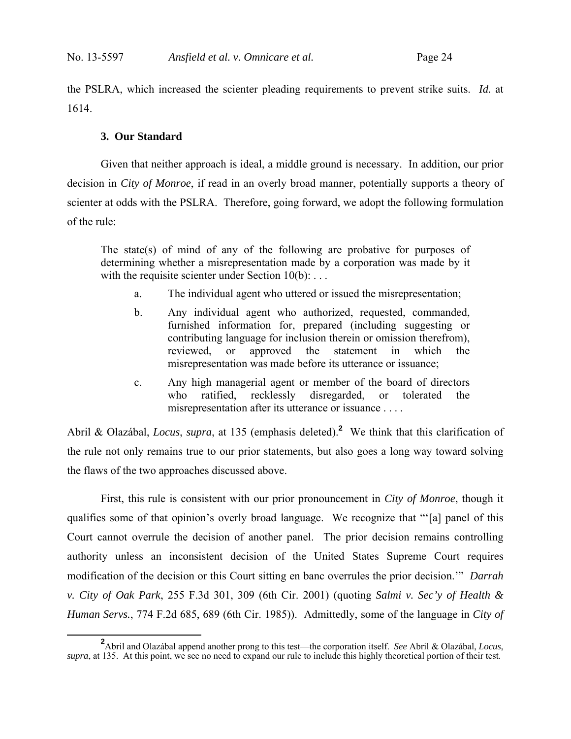the PSLRA, which increased the scienter pleading requirements to prevent strike suits. *Id.* at 1614.

### 3. Our Standard

Given that neither approach is ideal, a middle ground is necessary. In addition, our prior decision in *City of Monroe*, if read in an overly broad manner, potentially supports a theory of scienter at odds with the PSLRA. Therefore, going forward, we adopt the following formulation of the rule:

> The state(s) of mind of any of the following are probative for purposes of determining whether a misrepresentation made by a corporation was made by it with the requisite scienter under Section 10(b): . . .
>
> a. The individual agent who uttered or issued the misrepresentation;
>
> b. Any individual agent who authorized, requested, commanded, furnished information for, prepared (including suggesting or contributing language for inclusion therein or omission therefrom), reviewed, or approved the statement in which the misrepresentation was made before its utterance or issuance;
>
> c. Any high managerial agent or member of the board of directors who ratified, recklessly disregarded, or tolerated the misrepresentation after its utterance or issuance . . . .

Abril & Olazábal, *Locus*, *supra*, at 135 (emphasis deleted).[2] We think that this clarification of the rule not only remains true to our prior statements, but also goes a long way toward solving the flaws of the two approaches discussed above.

First, this rule is consistent with our prior pronouncement in *City of Monroe*, though it qualifies some of that opinion's overly broad language. We recognize that "'[a] panel of this Court cannot overrule the decision of another panel. The prior decision remains controlling authority unless an inconsistent decision of the United States Supreme Court requires modification of the decision or this Court sitting en banc overrules the prior decision.'" *Darrah v. City of Oak Park*, 255 F.3d 301, 309 (6th Cir. 2001) (quoting *Salmi v. Sec'y of Health & Human Servs.*, 774 F.2d 685, 689 (6th Cir. 1985)). Admittedly, some of the language in *City of*

---

[2] Abril and Olazábal append another prong to this test—the corporation itself. *See* Abril & Olazábal, *Locus*, *supra*, at 135. At this point, we see no need to expand our rule to include this highly theoretical portion of their test.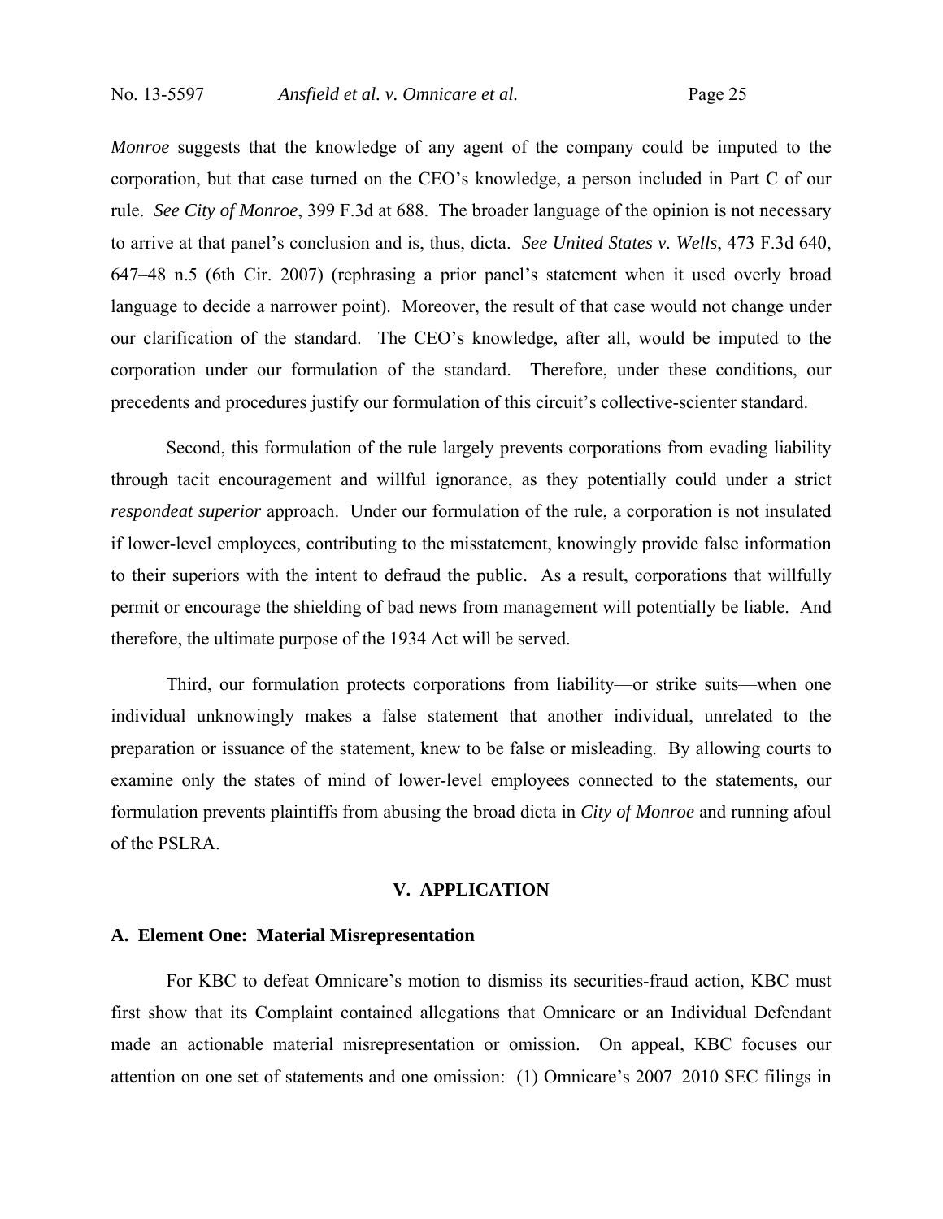*Monroe* suggests that the knowledge of any agent of the company could be imputed to the corporation, but that case turned on the CEO's knowledge, a person included in Part C of our rule. *See City of Monroe*, 399 F.3d at 688. The broader language of the opinion is not necessary to arrive at that panel's conclusion and is, thus, dicta. *See United States v. Wells*, 473 F.3d 640, 647–48 n.5 (6th Cir. 2007) (rephrasing a prior panel's statement when it used overly broad language to decide a narrower point). Moreover, the result of that case would not change under our clarification of the standard. The CEO's knowledge, after all, would be imputed to the corporation under our formulation of the standard. Therefore, under these conditions, our precedents and procedures justify our formulation of this circuit's collective-scienter standard.

Second, this formulation of the rule largely prevents corporations from evading liability through tacit encouragement and willful ignorance, as they potentially could under a strict *respondeat superior* approach. Under our formulation of the rule, a corporation is not insulated if lower-level employees, contributing to the misstatement, knowingly provide false information to their superiors with the intent to defraud the public. As a result, corporations that willfully permit or encourage the shielding of bad news from management will potentially be liable. And therefore, the ultimate purpose of the 1934 Act will be served.

Third, our formulation protects corporations from liability—or strike suits—when one individual unknowingly makes a false statement that another individual, unrelated to the preparation or issuance of the statement, knew to be false or misleading. By allowing courts to examine only the states of mind of lower-level employees connected to the statements, our formulation prevents plaintiffs from abusing the broad dicta in *City of Monroe* and running afoul of the PSLRA.

## V. APPLICATION

### A. Element One: Material Misrepresentation

For KBC to defeat Omnicare's motion to dismiss its securities-fraud action, KBC must first show that its Complaint contained allegations that Omnicare or an Individual Defendant made an actionable material misrepresentation or omission. On appeal, KBC focuses our attention on one set of statements and one omission: (1) Omnicare's 2007–2010 SEC filings in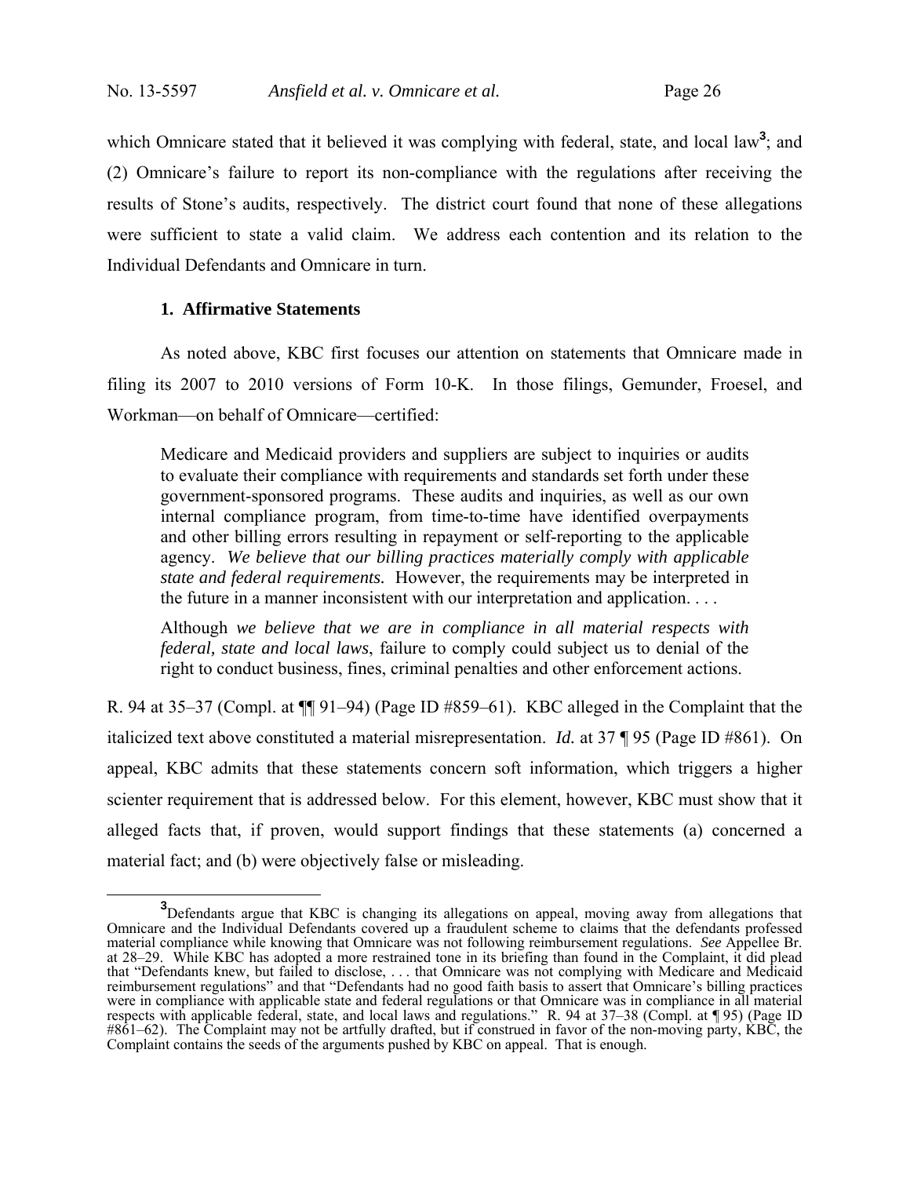which Omnicare stated that it believed it was complying with federal, state, and local law[3]; and (2) Omnicare's failure to report its non-compliance with the regulations after receiving the results of Stone's audits, respectively. The district court found that none of these allegations were sufficient to state a valid claim. We address each contention and its relation to the Individual Defendants and Omnicare in turn.

**1. Affirmative Statements**

As noted above, KBC first focuses our attention on statements that Omnicare made in filing its 2007 to 2010 versions of Form 10-K. In those filings, Gemunder, Froesel, and Workman—on behalf of Omnicare—certified:

> Medicare and Medicaid providers and suppliers are subject to inquiries or audits to evaluate their compliance with requirements and standards set forth under these government-sponsored programs. These audits and inquiries, as well as our own internal compliance program, from time-to-time have identified overpayments and other billing errors resulting in repayment or self-reporting to the applicable agency. *We believe that our billing practices materially comply with applicable state and federal requirements.* However, the requirements may be interpreted in the future in a manner inconsistent with our interpretation and application. . . .
>
> Although *we believe that we are in compliance in all material respects with federal, state and local laws*, failure to comply could subject us to denial of the right to conduct business, fines, criminal penalties and other enforcement actions.

R. 94 at 35–37 (Compl. at ¶¶ 91–94) (Page ID #859–61). KBC alleged in the Complaint that the italicized text above constituted a material misrepresentation. *Id.* at 37 ¶ 95 (Page ID #861). On appeal, KBC admits that these statements concern soft information, which triggers a higher scienter requirement that is addressed below. For this element, however, KBC must show that it alleged facts that, if proven, would support findings that these statements (a) concerned a material fact; and (b) were objectively false or misleading.

[3]Defendants argue that KBC is changing its allegations on appeal, moving away from allegations that Omnicare and the Individual Defendants covered up a fraudulent scheme to claims that the defendants professed material compliance while knowing that Omnicare was not following reimbursement regulations. *See* Appellee Br. at 28–29. While KBC has adopted a more restrained tone in its briefing than found in the Complaint, it did plead that "Defendants knew, but failed to disclose, . . . that Omnicare was not complying with Medicare and Medicaid reimbursement regulations" and that "Defendants had no good faith basis to assert that Omnicare's billing practices were in compliance with applicable state and federal regulations or that Omnicare was in compliance in all material respects with applicable federal, state, and local laws and regulations." R. 94 at 37–38 (Compl. at ¶ 95) (Page ID #861–62). The Complaint may not be artfully drafted, but if construed in favor of the non-moving party, KBC, the Complaint contains the seeds of the arguments pushed by KBC on appeal. That is enough.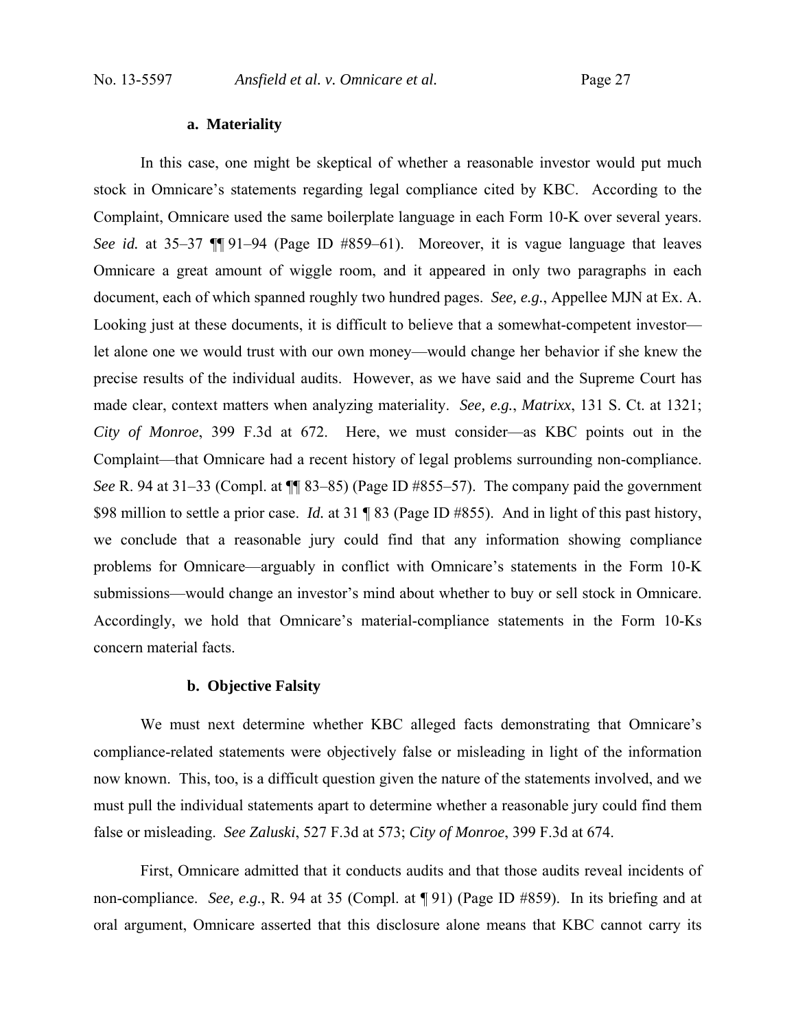#### a. Materiality

In this case, one might be skeptical of whether a reasonable investor would put much stock in Omnicare's statements regarding legal compliance cited by KBC. According to the Complaint, Omnicare used the same boilerplate language in each Form 10-K over several years. *See id.* at 35–37 ¶¶ 91–94 (Page ID #859–61). Moreover, it is vague language that leaves Omnicare a great amount of wiggle room, and it appeared in only two paragraphs in each document, each of which spanned roughly two hundred pages. *See, e.g.*, Appellee MJN at Ex. A. Looking just at these documents, it is difficult to believe that a somewhat-competent investor—let alone one we would trust with our own money—would change her behavior if she knew the precise results of the individual audits. However, as we have said and the Supreme Court has made clear, context matters when analyzing materiality. *See, e.g.*, *Matrixx*, 131 S. Ct. at 1321; *City of Monroe*, 399 F.3d at 672. Here, we must consider—as KBC points out in the Complaint—that Omnicare had a recent history of legal problems surrounding non-compliance. *See* R. 94 at 31–33 (Compl. at ¶¶ 83–85) (Page ID #855–57). The company paid the government $98 million to settle a prior case. *Id.* at 31 ¶ 83 (Page ID #855). And in light of this past history, we conclude that a reasonable jury could find that any information showing compliance problems for Omnicare—arguably in conflict with Omnicare's statements in the Form 10-K submissions—would change an investor's mind about whether to buy or sell stock in Omnicare. Accordingly, we hold that Omnicare's material-compliance statements in the Form 10-Ks concern material facts.

#### b. Objective Falsity

We must next determine whether KBC alleged facts demonstrating that Omnicare's compliance-related statements were objectively false or misleading in light of the information now known. This, too, is a difficult question given the nature of the statements involved, and we must pull the individual statements apart to determine whether a reasonable jury could find them false or misleading. *See Zaluski*, 527 F.3d at 573; *City of Monroe*, 399 F.3d at 674.

First, Omnicare admitted that it conducts audits and that those audits reveal incidents of non-compliance. *See, e.g.*, R. 94 at 35 (Compl. at ¶ 91) (Page ID #859). In its briefing and at oral argument, Omnicare asserted that this disclosure alone means that KBC cannot carry its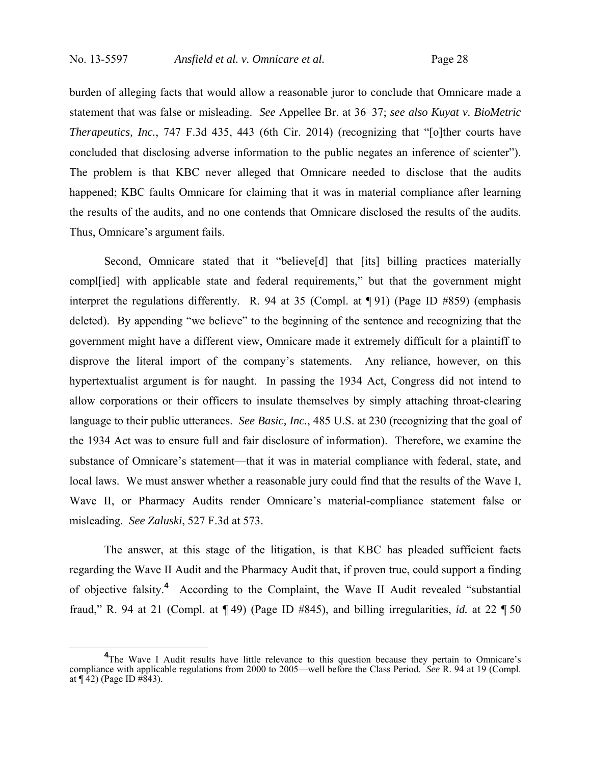burden of alleging facts that would allow a reasonable juror to conclude that Omnicare made a statement that was false or misleading. *See* Appellee Br. at 36–37; *see also Kuyat v. BioMetric Therapeutics, Inc.*, 747 F.3d 435, 443 (6th Cir. 2014) (recognizing that "[o]ther courts have concluded that disclosing adverse information to the public negates an inference of scienter"). The problem is that KBC never alleged that Omnicare needed to disclose that the audits happened; KBC faults Omnicare for claiming that it was in material compliance after learning the results of the audits, and no one contends that Omnicare disclosed the results of the audits. Thus, Omnicare's argument fails.

Second, Omnicare stated that it "believe[d] that [its] billing practices materially compl[ied] with applicable state and federal requirements," but that the government might interpret the regulations differently. R. 94 at 35 (Compl. at ¶ 91) (Page ID #859) (emphasis deleted). By appending "we believe" to the beginning of the sentence and recognizing that the government might have a different view, Omnicare made it extremely difficult for a plaintiff to disprove the literal import of the company's statements. Any reliance, however, on this hypertextualist argument is for naught. In passing the 1934 Act, Congress did not intend to allow corporations or their officers to insulate themselves by simply attaching throat-clearing language to their public utterances. *See Basic, Inc.*, 485 U.S. at 230 (recognizing that the goal of the 1934 Act was to ensure full and fair disclosure of information). Therefore, we examine the substance of Omnicare's statement—that it was in material compliance with federal, state, and local laws. We must answer whether a reasonable jury could find that the results of the Wave I, Wave II, or Pharmacy Audits render Omnicare's material-compliance statement false or misleading. *See Zaluski*, 527 F.3d at 573.

The answer, at this stage of the litigation, is that KBC has pleaded sufficient facts regarding the Wave II Audit and the Pharmacy Audit that, if proven true, could support a finding of objective falsity.[4] According to the Complaint, the Wave II Audit revealed "substantial fraud," R. 94 at 21 (Compl. at ¶ 49) (Page ID #845), and billing irregularities, *id.* at 22 ¶ 50

[4] The Wave I Audit results have little relevance to this question because they pertain to Omnicare's compliance with applicable regulations from 2000 to 2005—well before the Class Period. *See* R. 94 at 19 (Compl. at ¶ 42) (Page ID #843).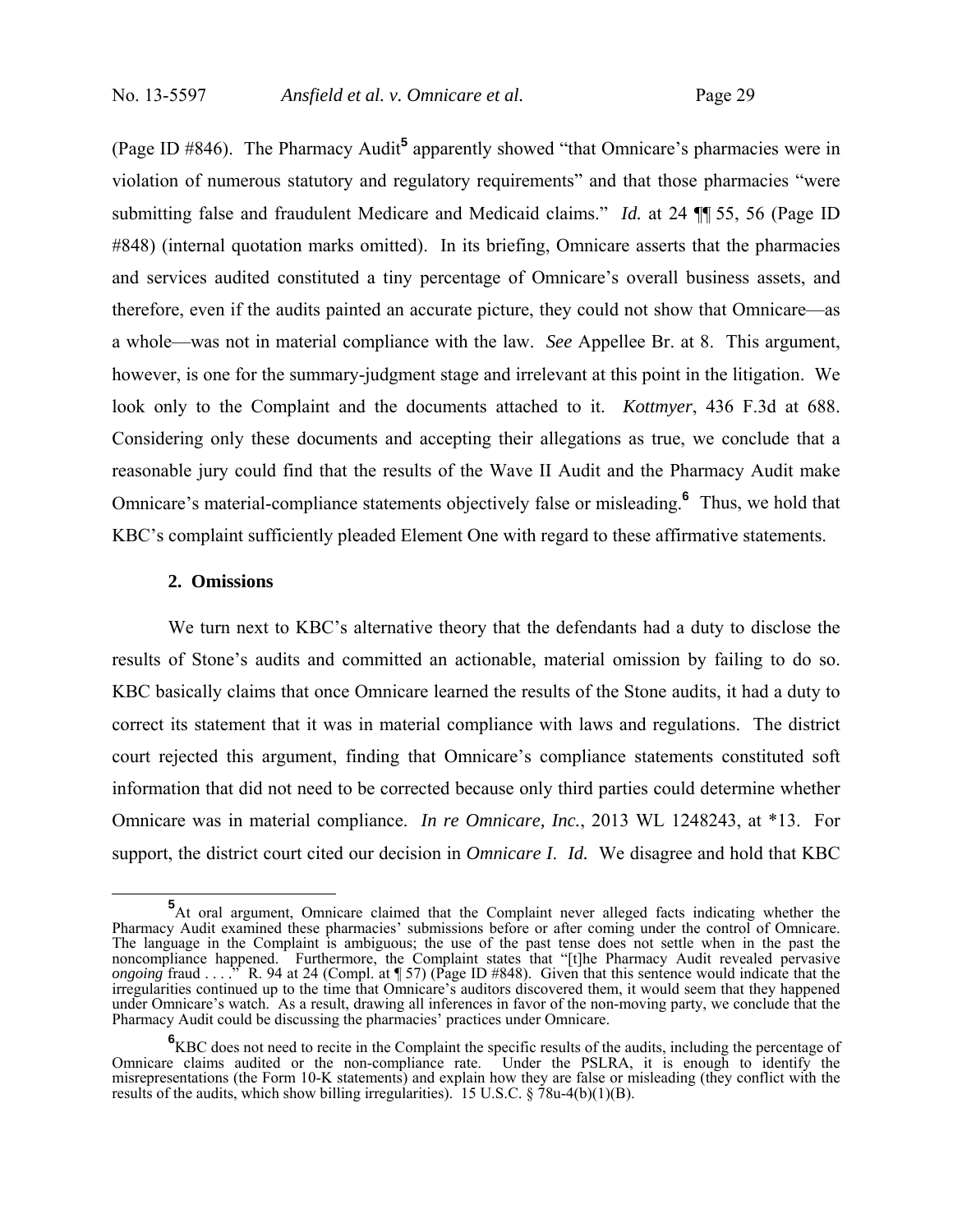(Page ID #846). The Pharmacy Audit[5] apparently showed "that Omnicare's pharmacies were in violation of numerous statutory and regulatory requirements" and that those pharmacies "were submitting false and fraudulent Medicare and Medicaid claims." *Id.* at 24 ¶¶ 55, 56 (Page ID #848) (internal quotation marks omitted). In its briefing, Omnicare asserts that the pharmacies and services audited constituted a tiny percentage of Omnicare's overall business assets, and therefore, even if the audits painted an accurate picture, they could not show that Omnicare—as a whole—was not in material compliance with the law. *See* Appellee Br. at 8. This argument, however, is one for the summary-judgment stage and irrelevant at this point in the litigation. We look only to the Complaint and the documents attached to it. *Kottmyer*, 436 F.3d at 688. Considering only these documents and accepting their allegations as true, we conclude that a reasonable jury could find that the results of the Wave II Audit and the Pharmacy Audit make Omnicare's material-compliance statements objectively false or misleading.[6] Thus, we hold that KBC's complaint sufficiently pleaded Element One with regard to these affirmative statements.

### 2. Omissions

We turn next to KBC's alternative theory that the defendants had a duty to disclose the results of Stone's audits and committed an actionable, material omission by failing to do so. KBC basically claims that once Omnicare learned the results of the Stone audits, it had a duty to correct its statement that it was in material compliance with laws and regulations. The district court rejected this argument, finding that Omnicare's compliance statements constituted soft information that did not need to be corrected because only third parties could determine whether Omnicare was in material compliance. *In re Omnicare, Inc.*, 2013 WL 1248243, at *13. For support, the district court cited our decision in *Omnicare I*. *Id.* We disagree and hold that KBC

---

[5] At oral argument, Omnicare claimed that the Complaint never alleged facts indicating whether the Pharmacy Audit examined these pharmacies' submissions before or after coming under the control of Omnicare. The language in the Complaint is ambiguous; the use of the past tense does not settle when in the past the noncompliance happened. Furthermore, the Complaint states that "[t]he Pharmacy Audit revealed pervasive *ongoing* fraud . . . ." R. 94 at 24 (Compl. at ¶ 57) (Page ID #848). Given that this sentence would indicate that the irregularities continued up to the time that Omnicare's auditors discovered them, it would seem that they happened under Omnicare's watch. As a result, drawing all inferences in favor of the non-moving party, we conclude that the Pharmacy Audit could be discussing the pharmacies' practices under Omnicare.

[6] KBC does not need to recite in the Complaint the specific results of the audits, including the percentage of Omnicare claims audited or the non-compliance rate. Under the PSLRA, it is enough to identify the misrepresentations (the Form 10-K statements) and explain how they are false or misleading (they conflict with the results of the audits, which show billing irregularities). 15 U.S.C. § 78u-4(b)(1)(B).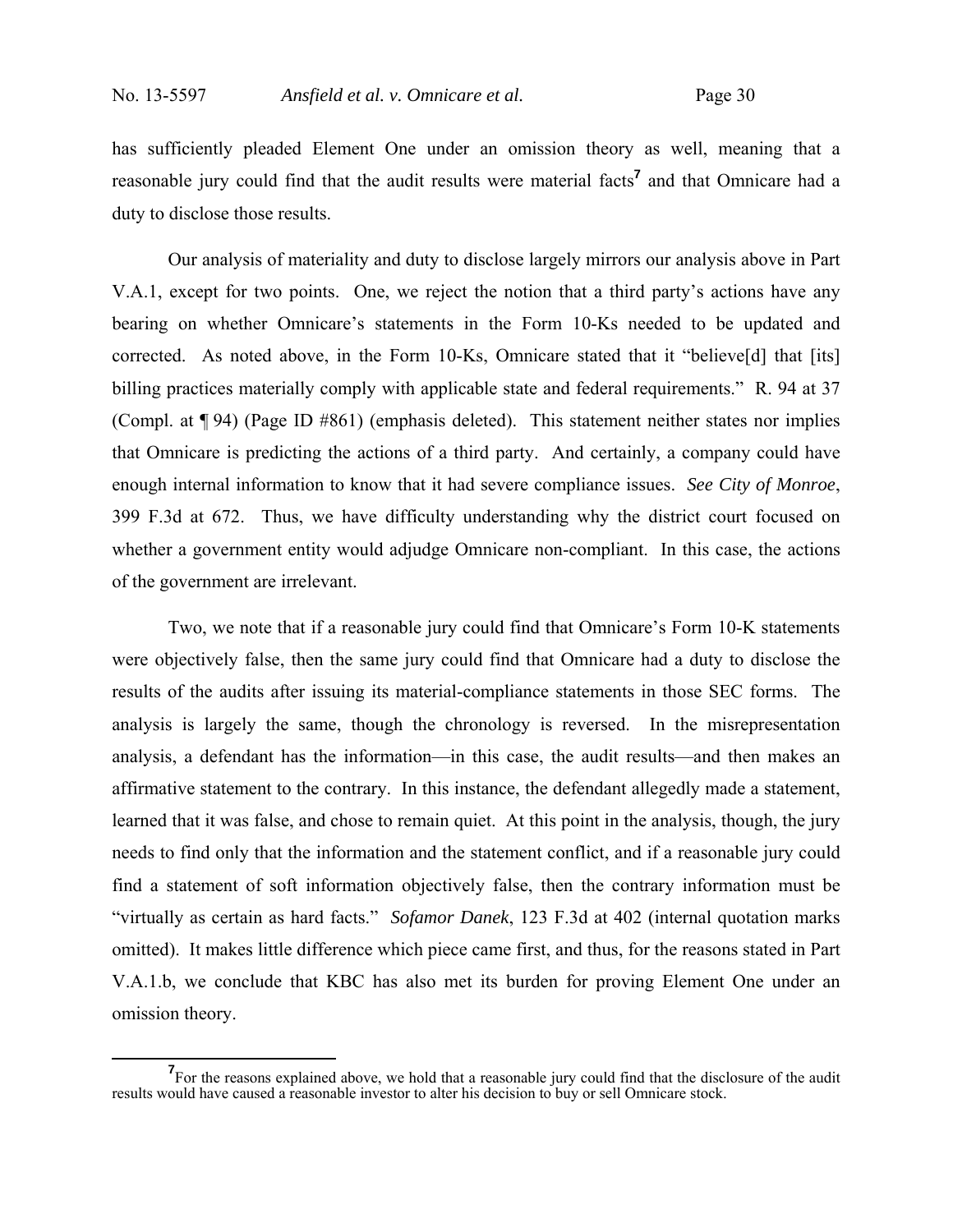has sufficiently pleaded Element One under an omission theory as well, meaning that a reasonable jury could find that the audit results were material facts[7] and that Omnicare had a duty to disclose those results.

Our analysis of materiality and duty to disclose largely mirrors our analysis above in Part V.A.1, except for two points. One, we reject the notion that a third party's actions have any bearing on whether Omnicare's statements in the Form 10-Ks needed to be updated and corrected. As noted above, in the Form 10-Ks, Omnicare stated that it "believe[d] that [its] billing practices materially comply with applicable state and federal requirements." R. 94 at 37 (Compl. at ¶ 94) (Page ID #861) (emphasis deleted). This statement neither states nor implies that Omnicare is predicting the actions of a third party. And certainly, a company could have enough internal information to know that it had severe compliance issues. *See City of Monroe*, 399 F.3d at 672. Thus, we have difficulty understanding why the district court focused on whether a government entity would adjudge Omnicare non-compliant. In this case, the actions of the government are irrelevant.

Two, we note that if a reasonable jury could find that Omnicare's Form 10-K statements were objectively false, then the same jury could find that Omnicare had a duty to disclose the results of the audits after issuing its material-compliance statements in those SEC forms. The analysis is largely the same, though the chronology is reversed. In the misrepresentation analysis, a defendant has the information—in this case, the audit results—and then makes an affirmative statement to the contrary. In this instance, the defendant allegedly made a statement, learned that it was false, and chose to remain quiet. At this point in the analysis, though, the jury needs to find only that the information and the statement conflict, and if a reasonable jury could find a statement of soft information objectively false, then the contrary information must be "virtually as certain as hard facts." *Sofamor Danek*, 123 F.3d at 402 (internal quotation marks omitted). It makes little difference which piece came first, and thus, for the reasons stated in Part V.A.1.b, we conclude that KBC has also met its burden for proving Element One under an omission theory.

[7] For the reasons explained above, we hold that a reasonable jury could find that the disclosure of the audit results would have caused a reasonable investor to alter his decision to buy or sell Omnicare stock.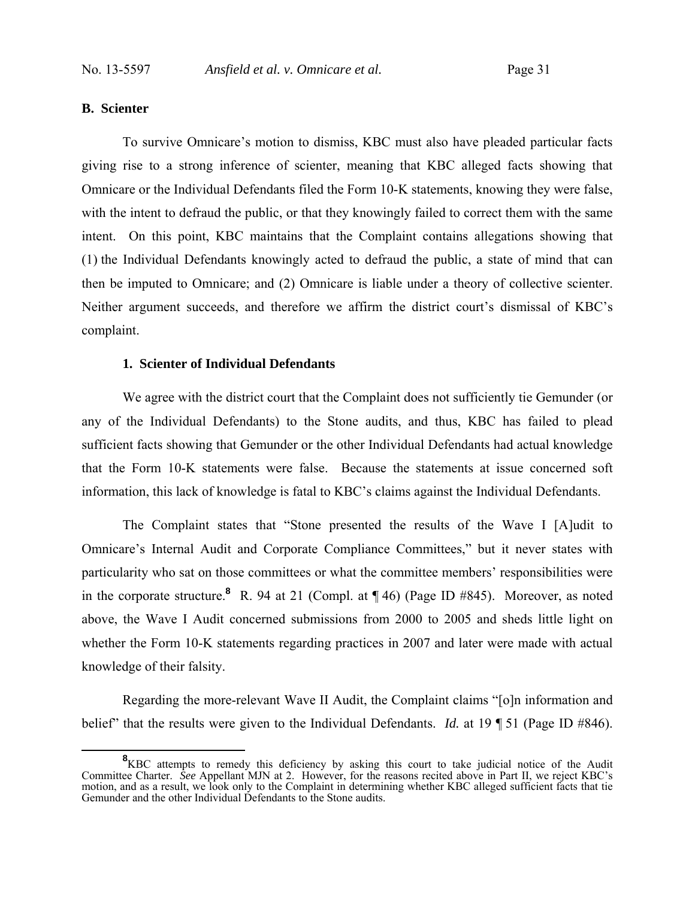### B. Scienter

To survive Omnicare's motion to dismiss, KBC must also have pleaded particular facts giving rise to a strong inference of scienter, meaning that KBC alleged facts showing that Omnicare or the Individual Defendants filed the Form 10-K statements, knowing they were false, with the intent to defraud the public, or that they knowingly failed to correct them with the same intent. On this point, KBC maintains that the Complaint contains allegations showing that (1) the Individual Defendants knowingly acted to defraud the public, a state of mind that can then be imputed to Omnicare; and (2) Omnicare is liable under a theory of collective scienter. Neither argument succeeds, and therefore we affirm the district court's dismissal of KBC's complaint.

#### 1. Scienter of Individual Defendants

We agree with the district court that the Complaint does not sufficiently tie Gemunder (or any of the Individual Defendants) to the Stone audits, and thus, KBC has failed to plead sufficient facts showing that Gemunder or the other Individual Defendants had actual knowledge that the Form 10-K statements were false. Because the statements at issue concerned soft information, this lack of knowledge is fatal to KBC's claims against the Individual Defendants.

The Complaint states that "Stone presented the results of the Wave I [A]udit to Omnicare's Internal Audit and Corporate Compliance Committees," but it never states with particularity who sat on those committees or what the committee members' responsibilities were in the corporate structure.[8] R. 94 at 21 (Compl. at ¶ 46) (Page ID #845). Moreover, as noted above, the Wave I Audit concerned submissions from 2000 to 2005 and sheds little light on whether the Form 10-K statements regarding practices in 2007 and later were made with actual knowledge of their falsity.

Regarding the more-relevant Wave II Audit, the Complaint claims "[o]n information and belief" that the results were given to the Individual Defendants. *Id.* at 19 ¶ 51 (Page ID #846).

[8] KBC attempts to remedy this deficiency by asking this court to take judicial notice of the Audit Committee Charter. *See* Appellant MJN at 2. However, for the reasons recited above in Part II, we reject KBC's motion, and as a result, we look only to the Complaint in determining whether KBC alleged sufficient facts that tie Gemunder and the other Individual Defendants to the Stone audits.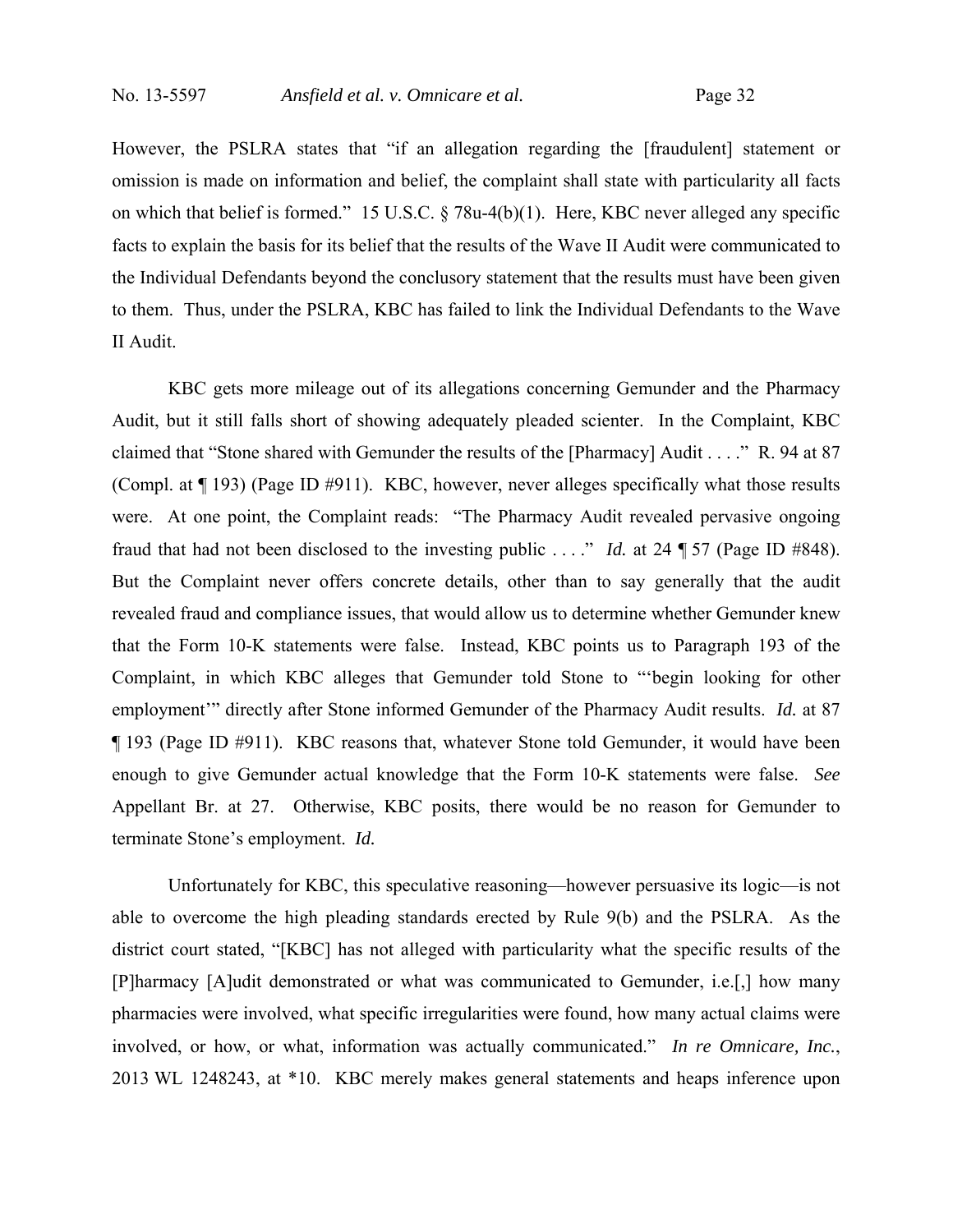However, the PSLRA states that "if an allegation regarding the [fraudulent] statement or omission is made on information and belief, the complaint shall state with particularity all facts on which that belief is formed." 15 U.S.C. § 78u-4(b)(1). Here, KBC never alleged any specific facts to explain the basis for its belief that the results of the Wave II Audit were communicated to the Individual Defendants beyond the conclusory statement that the results must have been given to them. Thus, under the PSLRA, KBC has failed to link the Individual Defendants to the Wave II Audit.

KBC gets more mileage out of its allegations concerning Gemunder and the Pharmacy Audit, but it still falls short of showing adequately pleaded scienter. In the Complaint, KBC claimed that "Stone shared with Gemunder the results of the [Pharmacy] Audit . . . ." R. 94 at 87 (Compl. at ¶ 193) (Page ID #911). KBC, however, never alleges specifically what those results were. At one point, the Complaint reads: "The Pharmacy Audit revealed pervasive ongoing fraud that had not been disclosed to the investing public . . . ." *Id.* at 24 ¶ 57 (Page ID #848). But the Complaint never offers concrete details, other than to say generally that the audit revealed fraud and compliance issues, that would allow us to determine whether Gemunder knew that the Form 10-K statements were false. Instead, KBC points us to Paragraph 193 of the Complaint, in which KBC alleges that Gemunder told Stone to "'begin looking for other employment'" directly after Stone informed Gemunder of the Pharmacy Audit results. *Id.* at 87 ¶ 193 (Page ID #911). KBC reasons that, whatever Stone told Gemunder, it would have been enough to give Gemunder actual knowledge that the Form 10-K statements were false. *See* Appellant Br. at 27. Otherwise, KBC posits, there would be no reason for Gemunder to terminate Stone's employment. *Id.*

Unfortunately for KBC, this speculative reasoning—however persuasive its logic—is not able to overcome the high pleading standards erected by Rule 9(b) and the PSLRA. As the district court stated, "[KBC] has not alleged with particularity what the specific results of the [P]harmacy [A]udit demonstrated or what was communicated to Gemunder, i.e.[,] how many pharmacies were involved, what specific irregularities were found, how many actual claims were involved, or how, or what, information was actually communicated." *In re Omnicare, Inc.*, 2013 WL 1248243, at *10. KBC merely makes general statements and heaps inference upon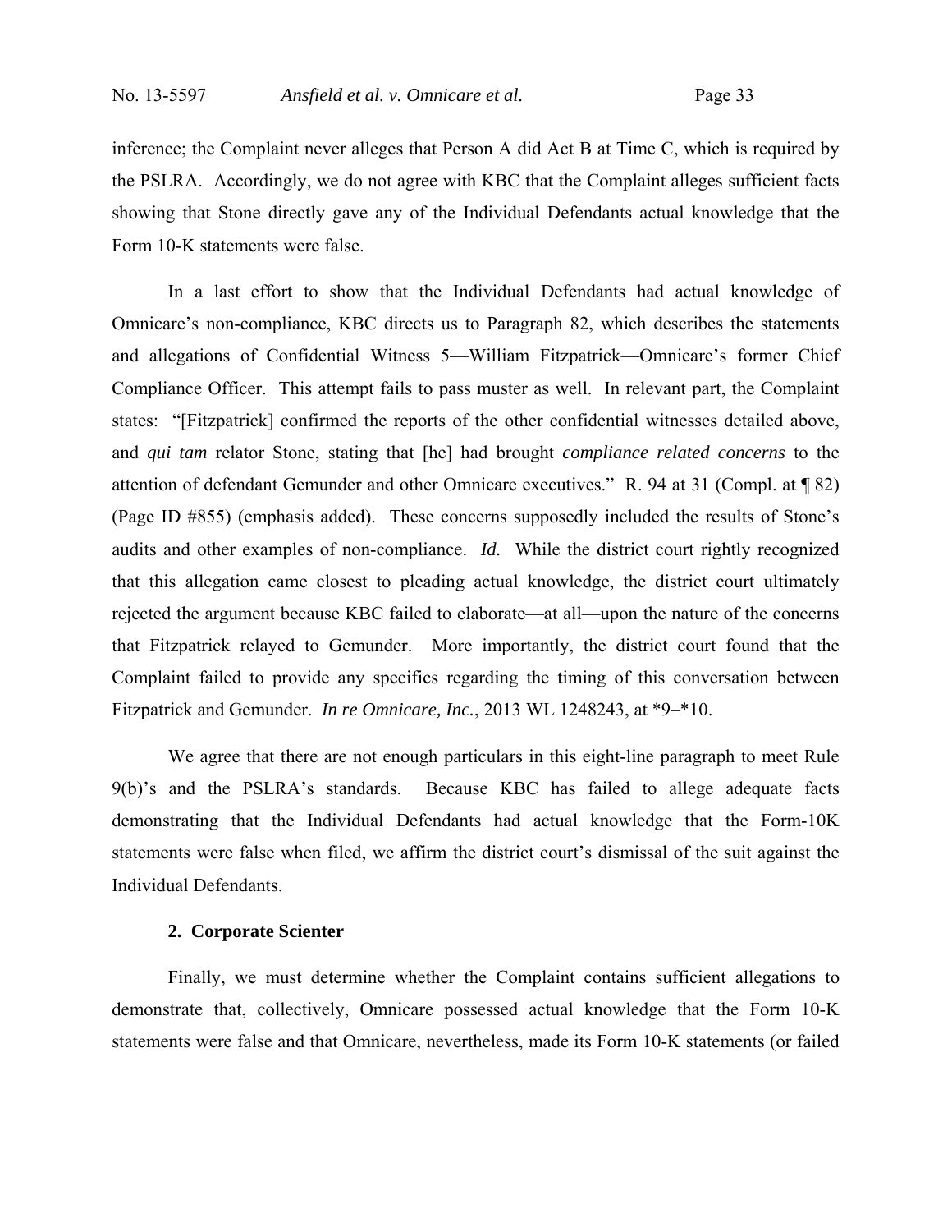inference; the Complaint never alleges that Person A did Act B at Time C, which is required by the PSLRA. Accordingly, we do not agree with KBC that the Complaint alleges sufficient facts showing that Stone directly gave any of the Individual Defendants actual knowledge that the Form 10-K statements were false.

In a last effort to show that the Individual Defendants had actual knowledge of Omnicare's non-compliance, KBC directs us to Paragraph 82, which describes the statements and allegations of Confidential Witness 5—William Fitzpatrick—Omnicare's former Chief Compliance Officer. This attempt fails to pass muster as well. In relevant part, the Complaint states: "[Fitzpatrick] confirmed the reports of the other confidential witnesses detailed above, and *qui tam* relator Stone, stating that [he] had brought *compliance related concerns* to the attention of defendant Gemunder and other Omnicare executives." R. 94 at 31 (Compl. at ¶ 82) (Page ID #855) (emphasis added). These concerns supposedly included the results of Stone's audits and other examples of non-compliance. *Id.* While the district court rightly recognized that this allegation came closest to pleading actual knowledge, the district court ultimately rejected the argument because KBC failed to elaborate—at all—upon the nature of the concerns that Fitzpatrick relayed to Gemunder. More importantly, the district court found that the Complaint failed to provide any specifics regarding the timing of this conversation between Fitzpatrick and Gemunder. *In re Omnicare, Inc.*, 2013 WL 1248243, at \*9–\*10.

We agree that there are not enough particulars in this eight-line paragraph to meet Rule 9(b)'s and the PSLRA's standards. Because KBC has failed to allege adequate facts demonstrating that the Individual Defendants had actual knowledge that the Form-10K statements were false when filed, we affirm the district court's dismissal of the suit against the Individual Defendants.

#### 2. Corporate Scienter

Finally, we must determine whether the Complaint contains sufficient allegations to demonstrate that, collectively, Omnicare possessed actual knowledge that the Form 10-K statements were false and that Omnicare, nevertheless, made its Form 10-K statements (or failed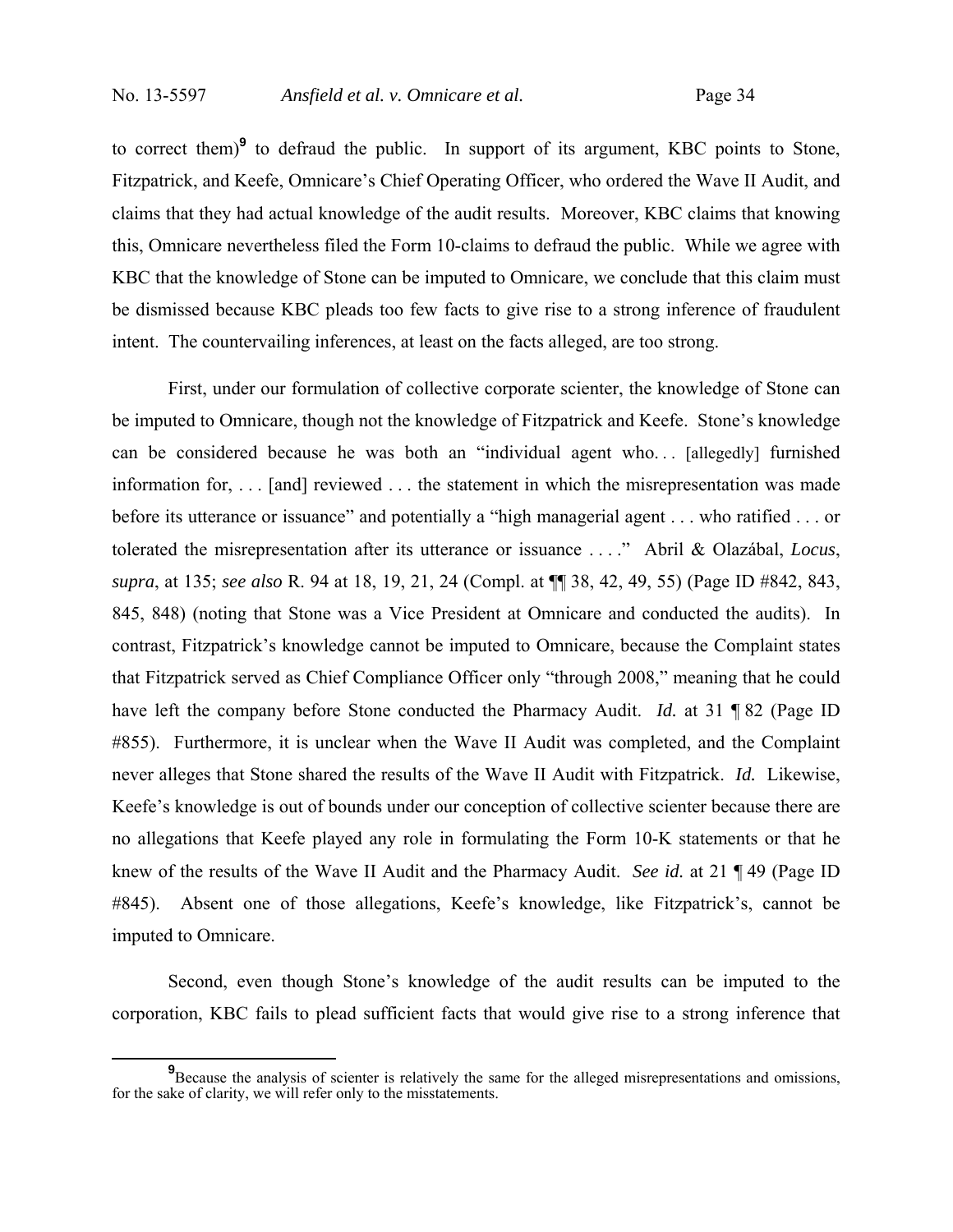to correct them)[9] to defraud the public. In support of its argument, KBC points to Stone, Fitzpatrick, and Keefe, Omnicare's Chief Operating Officer, who ordered the Wave II Audit, and claims that they had actual knowledge of the audit results. Moreover, KBC claims that knowing this, Omnicare nevertheless filed the Form 10-claims to defraud the public. While we agree with KBC that the knowledge of Stone can be imputed to Omnicare, we conclude that this claim must be dismissed because KBC pleads too few facts to give rise to a strong inference of fraudulent intent. The countervailing inferences, at least on the facts alleged, are too strong.

First, under our formulation of collective corporate scienter, the knowledge of Stone can be imputed to Omnicare, though not the knowledge of Fitzpatrick and Keefe. Stone's knowledge can be considered because he was both an "individual agent who. . . [allegedly] furnished information for, . . . [and] reviewed . . . the statement in which the misrepresentation was made before its utterance or issuance" and potentially a "high managerial agent . . . who ratified . . . or tolerated the misrepresentation after its utterance or issuance . . . ." Abril & Olazábal, *Locus*, *supra*, at 135; *see also* R. 94 at 18, 19, 21, 24 (Compl. at ¶¶ 38, 42, 49, 55) (Page ID #842, 843, 845, 848) (noting that Stone was a Vice President at Omnicare and conducted the audits). In contrast, Fitzpatrick's knowledge cannot be imputed to Omnicare, because the Complaint states that Fitzpatrick served as Chief Compliance Officer only "through 2008," meaning that he could have left the company before Stone conducted the Pharmacy Audit. *Id.* at 31 ¶ 82 (Page ID #855). Furthermore, it is unclear when the Wave II Audit was completed, and the Complaint never alleges that Stone shared the results of the Wave II Audit with Fitzpatrick. *Id.* Likewise, Keefe's knowledge is out of bounds under our conception of collective scienter because there are no allegations that Keefe played any role in formulating the Form 10-K statements or that he knew of the results of the Wave II Audit and the Pharmacy Audit. *See id.* at 21 ¶ 49 (Page ID #845). Absent one of those allegations, Keefe's knowledge, like Fitzpatrick's, cannot be imputed to Omnicare.

Second, even though Stone's knowledge of the audit results can be imputed to the corporation, KBC fails to plead sufficient facts that would give rise to a strong inference that

[9] Because the analysis of scienter is relatively the same for the alleged misrepresentations and omissions, for the sake of clarity, we will refer only to the misstatements.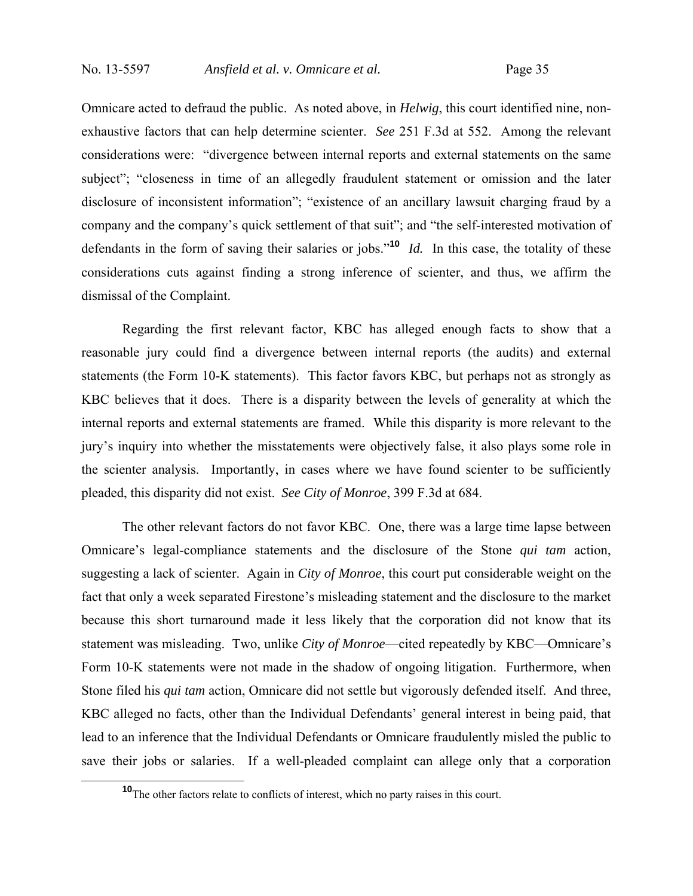Omnicare acted to defraud the public. As noted above, in *Helwig*, this court identified nine, non-exhaustive factors that can help determine scienter. *See* 251 F.3d at 552. Among the relevant considerations were: "divergence between internal reports and external statements on the same subject"; "closeness in time of an allegedly fraudulent statement or omission and the later disclosure of inconsistent information"; "existence of an ancillary lawsuit charging fraud by a company and the company's quick settlement of that suit"; and "the self-interested motivation of defendants in the form of saving their salaries or jobs."[10] *Id.* In this case, the totality of these considerations cuts against finding a strong inference of scienter, and thus, we affirm the dismissal of the Complaint.

Regarding the first relevant factor, KBC has alleged enough facts to show that a reasonable jury could find a divergence between internal reports (the audits) and external statements (the Form 10-K statements). This factor favors KBC, but perhaps not as strongly as KBC believes that it does. There is a disparity between the levels of generality at which the internal reports and external statements are framed. While this disparity is more relevant to the jury's inquiry into whether the misstatements were objectively false, it also plays some role in the scienter analysis. Importantly, in cases where we have found scienter to be sufficiently pleaded, this disparity did not exist. *See City of Monroe*, 399 F.3d at 684.

The other relevant factors do not favor KBC. One, there was a large time lapse between Omnicare's legal-compliance statements and the disclosure of the Stone *qui tam* action, suggesting a lack of scienter. Again in *City of Monroe*, this court put considerable weight on the fact that only a week separated Firestone's misleading statement and the disclosure to the market because this short turnaround made it less likely that the corporation did not know that its statement was misleading. Two, unlike *City of Monroe*—cited repeatedly by KBC—Omnicare's Form 10-K statements were not made in the shadow of ongoing litigation. Furthermore, when Stone filed his *qui tam* action, Omnicare did not settle but vigorously defended itself. And three, KBC alleged no facts, other than the Individual Defendants' general interest in being paid, that lead to an inference that the Individual Defendants or Omnicare fraudulently misled the public to save their jobs or salaries. If a well-pleaded complaint can allege only that a corporation

[10] The other factors relate to conflicts of interest, which no party raises in this court.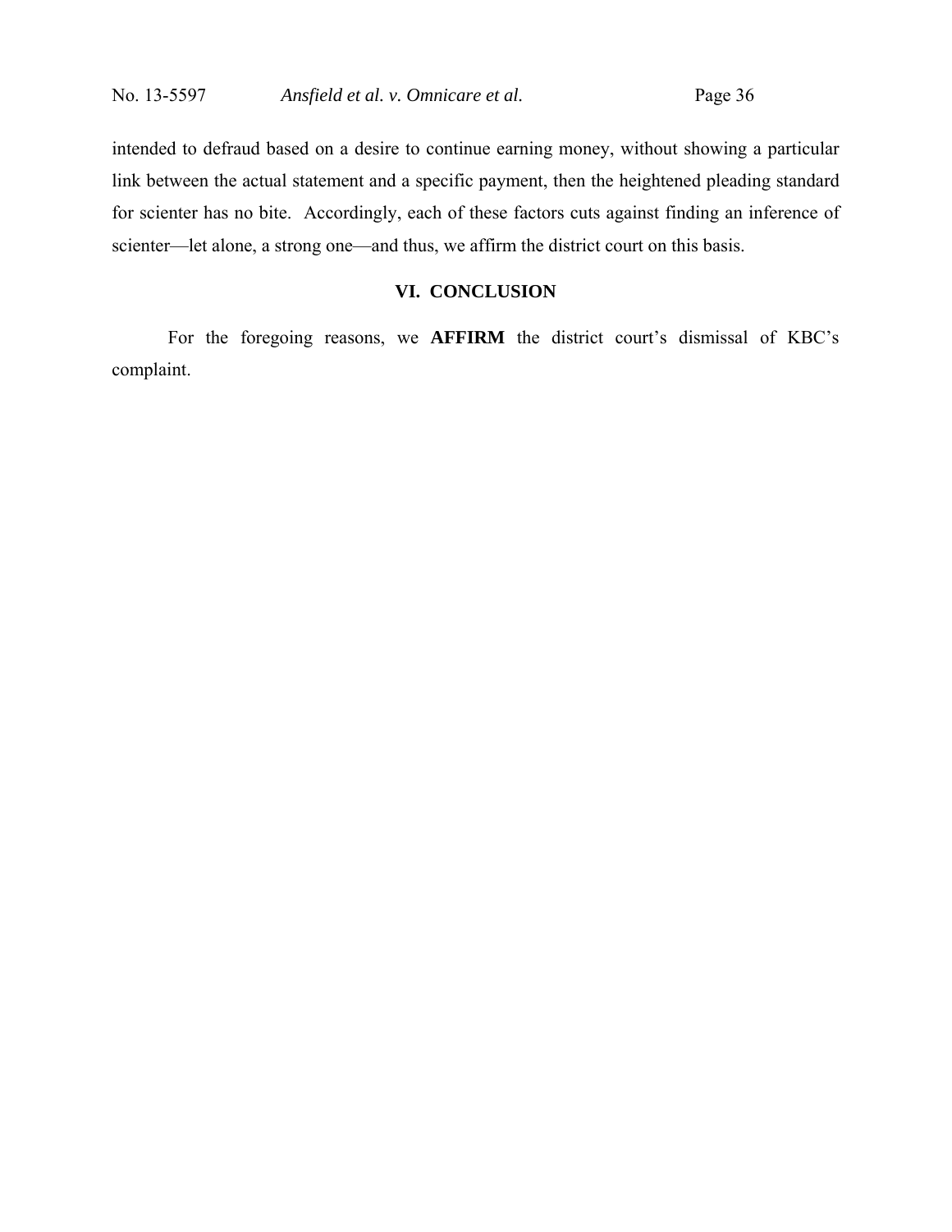intended to defraud based on a desire to continue earning money, without showing a particular link between the actual statement and a specific payment, then the heightened pleading standard for scienter has no bite. Accordingly, each of these factors cuts against finding an inference of scienter—let alone, a strong one—and thus, we affirm the district court on this basis.

## VI. CONCLUSION

For the foregoing reasons, we **AFFIRM** the district court's dismissal of KBC's complaint.